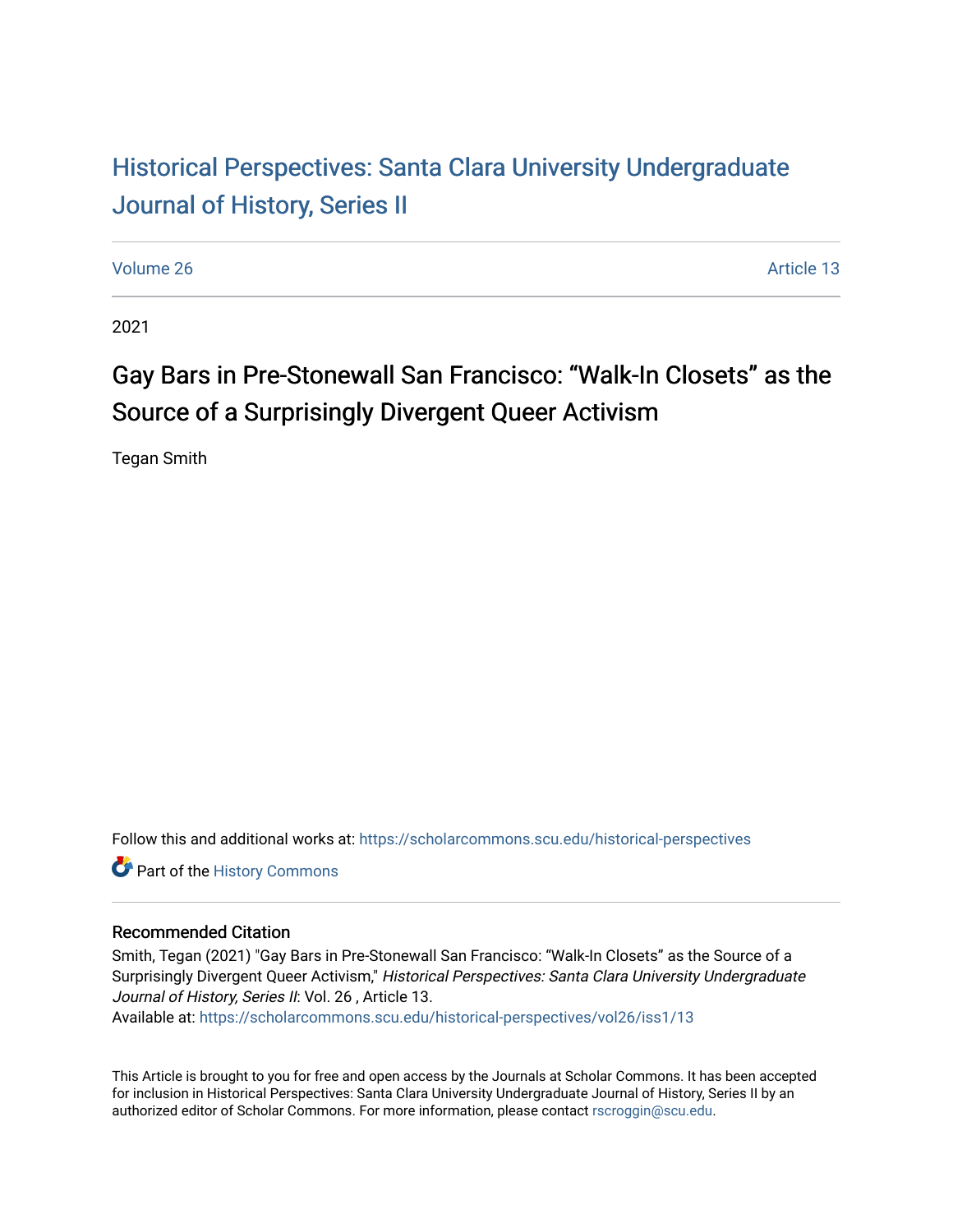# Historical Perspectives: Santa Clara University Undergraduate Journal of History, Series II

Volume 26 Article 13

2021

## Gay Bars in Pre-Stonewall San Francisco: "Walk-In Closets" as the Source of a Surprisingly Divergent Queer Activism

Tegan Smith

Follow this and additional works at: https://scholarcommons.scu.edu/historical-perspectives

Part of the History Commons

### Recommended Citation

Smith, Tegan (2021) "Gay Bars in Pre-Stonewall San Francisco: "Walk-In Closets" as the Source of a Surprisingly Divergent Queer Activism," *Historical Perspectives: Santa Clara University Undergraduate Journal of History, Series II*: Vol. 26 , Article 13.
Available at: https://scholarcommons.scu.edu/historical-perspectives/vol26/iss1/13

This Article is brought to you for free and open access by the Journals at Scholar Commons. It has been accepted for inclusion in Historical Perspectives: Santa Clara University Undergraduate Journal of History, Series II by an authorized editor of Scholar Commons. For more information, please contact rscroggin@scu.edu.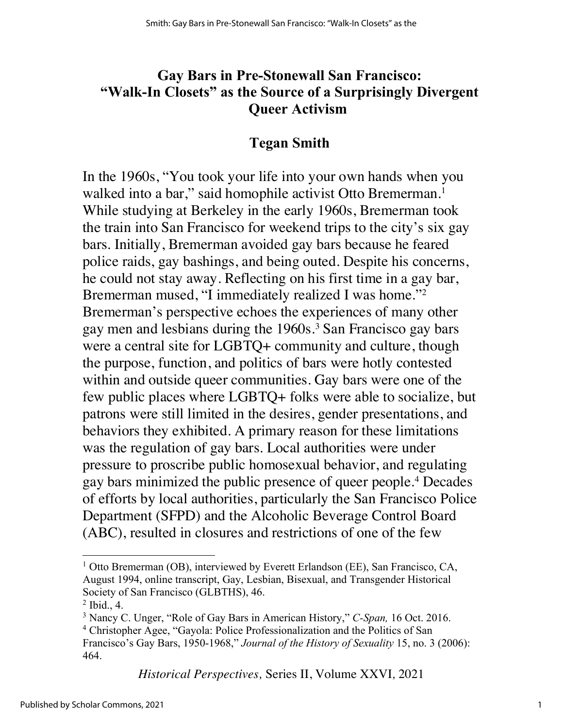# Gay Bars in Pre-Stonewall San Francisco: "Walk-In Closets" as the Source of a Surprisingly Divergent Queer Activism

## Tegan Smith

In the 1960s, "You took your life into your own hands when you walked into a bar," said homophile activist Otto Bremerman.[1] While studying at Berkeley in the early 1960s, Bremerman took the train into San Francisco for weekend trips to the city's six gay bars. Initially, Bremerman avoided gay bars because he feared police raids, gay bashings, and being outed. Despite his concerns, he could not stay away. Reflecting on his first time in a gay bar, Bremerman mused, "I immediately realized I was home."[2] Bremerman's perspective echoes the experiences of many other gay men and lesbians during the 1960s.[3] San Francisco gay bars were a central site for LGBTQ+ community and culture, though the purpose, function, and politics of bars were hotly contested within and outside queer communities. Gay bars were one of the few public places where LGBTQ+ folks were able to socialize, but patrons were still limited in the desires, gender presentations, and behaviors they exhibited. A primary reason for these limitations was the regulation of gay bars. Local authorities were under pressure to proscribe public homosexual behavior, and regulating gay bars minimized the public presence of queer people.[4] Decades of efforts by local authorities, particularly the San Francisco Police Department (SFPD) and the Alcoholic Beverage Control Board (ABC), resulted in closures and restrictions of one of the few

---

[1] Otto Bremerman (OB), interviewed by Everett Erlandson (EE), San Francisco, CA, August 1994, online transcript, Gay, Lesbian, Bisexual, and Transgender Historical Society of San Francisco (GLBTHS), 46.

[2] Ibid., 4.

[3] Nancy C. Unger, "Role of Gay Bars in American History," *C-Span,* 16 Oct. 2016.

[4] Christopher Agee, "Gayola: Police Professionalization and the Politics of San Francisco's Gay Bars, 1950-1968," *Journal of the History of Sexuality* 15, no. 3 (2006): 464.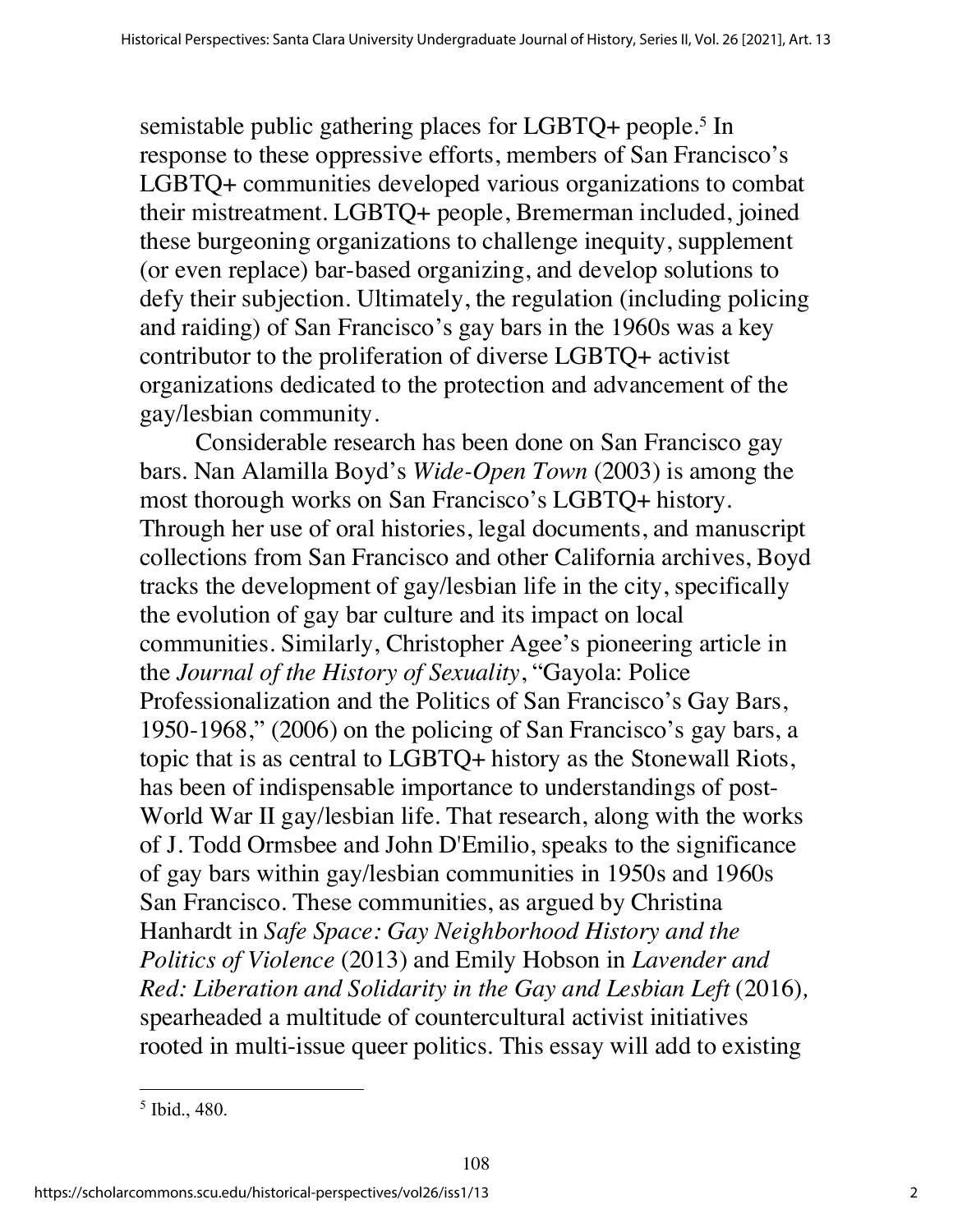semistable public gathering places for LGBTQ+ people.[5] In response to these oppressive efforts, members of San Francisco's LGBTQ+ communities developed various organizations to combat their mistreatment. LGBTQ+ people, Bremerman included, joined these burgeoning organizations to challenge inequity, supplement (or even replace) bar-based organizing, and develop solutions to defy their subjection. Ultimately, the regulation (including policing and raiding) of San Francisco's gay bars in the 1960s was a key contributor to the proliferation of diverse LGBTQ+ activist organizations dedicated to the protection and advancement of the gay/lesbian community.

Considerable research has been done on San Francisco gay bars. Nan Alamilla Boyd's *Wide-Open Town* (2003) is among the most thorough works on San Francisco's LGBTQ+ history. Through her use of oral histories, legal documents, and manuscript collections from San Francisco and other California archives, Boyd tracks the development of gay/lesbian life in the city, specifically the evolution of gay bar culture and its impact on local communities. Similarly, Christopher Agee's pioneering article in the *Journal of the History of Sexuality*, "Gayola: Police Professionalization and the Politics of San Francisco's Gay Bars, 1950-1968," (2006) on the policing of San Francisco's gay bars, a topic that is as central to LGBTQ+ history as the Stonewall Riots, has been of indispensable importance to understandings of post-World War II gay/lesbian life. That research, along with the works of J. Todd Ormsbee and John D'Emilio, speaks to the significance of gay bars within gay/lesbian communities in 1950s and 1960s San Francisco. These communities, as argued by Christina Hanhardt in *Safe Space: Gay Neighborhood History and the Politics of Violence* (2013) and Emily Hobson in *Lavender and Red: Liberation and Solidarity in the Gay and Lesbian Left* (2016), spearheaded a multitude of countercultural activist initiatives rooted in multi-issue queer politics. This essay will add to existing

[5] Ibid., 480.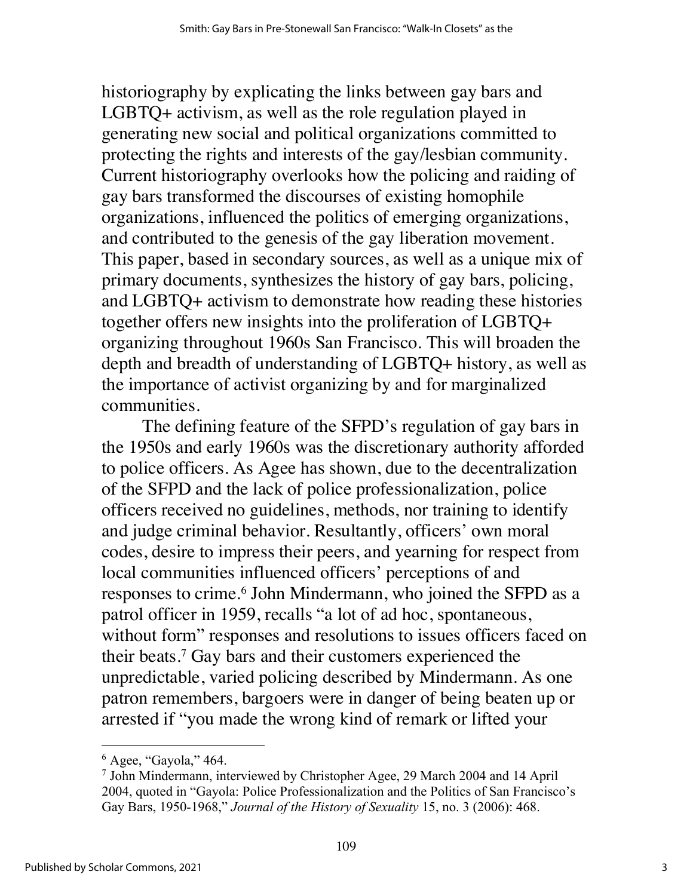historiography by explicating the links between gay bars and LGBTQ+ activism, as well as the role regulation played in generating new social and political organizations committed to protecting the rights and interests of the gay/lesbian community. Current historiography overlooks how the policing and raiding of gay bars transformed the discourses of existing homophile organizations, influenced the politics of emerging organizations, and contributed to the genesis of the gay liberation movement. This paper, based in secondary sources, as well as a unique mix of primary documents, synthesizes the history of gay bars, policing, and LGBTQ+ activism to demonstrate how reading these histories together offers new insights into the proliferation of LGBTQ+ organizing throughout 1960s San Francisco. This will broaden the depth and breadth of understanding of LGBTQ+ history, as well as the importance of activist organizing by and for marginalized communities.

The defining feature of the SFPD's regulation of gay bars in the 1950s and early 1960s was the discretionary authority afforded to police officers. As Agee has shown, due to the decentralization of the SFPD and the lack of police professionalization, police officers received no guidelines, methods, nor training to identify and judge criminal behavior. Resultantly, officers' own moral codes, desire to impress their peers, and yearning for respect from local communities influenced officers' perceptions of and responses to crime.[6] John Mindermann, who joined the SFPD as a patrol officer in 1959, recalls "a lot of ad hoc, spontaneous, without form" responses and resolutions to issues officers faced on their beats.[7] Gay bars and their customers experienced the unpredictable, varied policing described by Mindermann. As one patron remembers, bargoers were in danger of being beaten up or arrested if "you made the wrong kind of remark or lifted your

---

[6] Agee, "Gayola," 464.

[7] John Mindermann, interviewed by Christopher Agee, 29 March 2004 and 14 April 2004, quoted in "Gayola: Police Professionalization and the Politics of San Francisco's Gay Bars, 1950-1968," *Journal of the History of Sexuality* 15, no. 3 (2006): 468.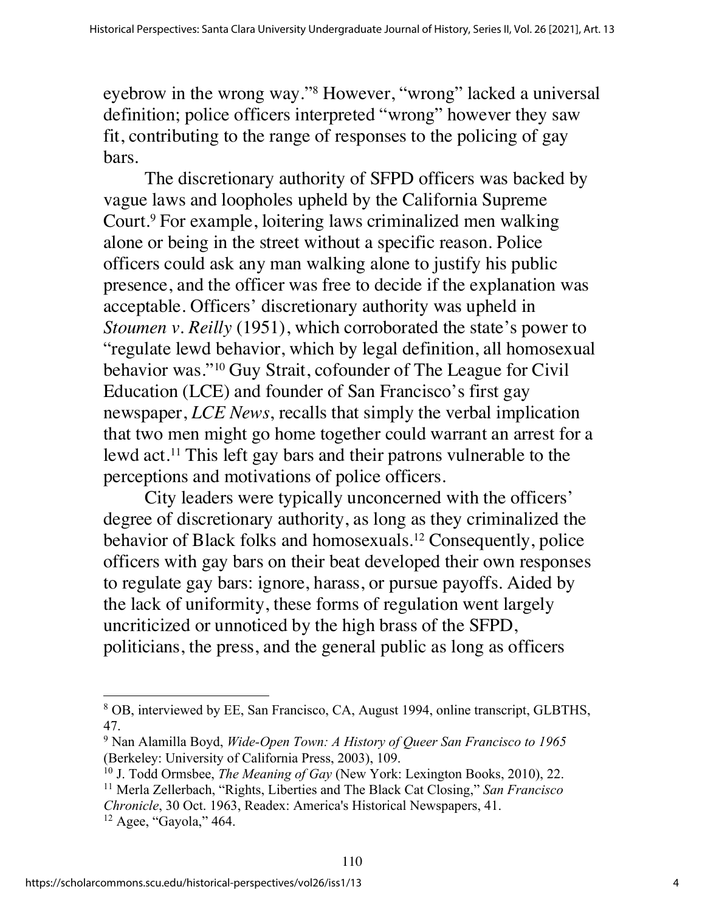eyebrow in the wrong way."[8] However, "wrong" lacked a universal definition; police officers interpreted "wrong" however they saw fit, contributing to the range of responses to the policing of gay bars.

The discretionary authority of SFPD officers was backed by vague laws and loopholes upheld by the California Supreme Court.[9] For example, loitering laws criminalized men walking alone or being in the street without a specific reason. Police officers could ask any man walking alone to justify his public presence, and the officer was free to decide if the explanation was acceptable. Officers' discretionary authority was upheld in *Stoumen v. Reilly* (1951), which corroborated the state's power to "regulate lewd behavior, which by legal definition, all homosexual behavior was."[10] Guy Strait, cofounder of The League for Civil Education (LCE) and founder of San Francisco's first gay newspaper, *LCE News*, recalls that simply the verbal implication that two men might go home together could warrant an arrest for a lewd act.[11] This left gay bars and their patrons vulnerable to the perceptions and motivations of police officers.

City leaders were typically unconcerned with the officers' degree of discretionary authority, as long as they criminalized the behavior of Black folks and homosexuals.[12] Consequently, police officers with gay bars on their beat developed their own responses to regulate gay bars: ignore, harass, or pursue payoffs. Aided by the lack of uniformity, these forms of regulation went largely uncriticized or unnoticed by the high brass of the SFPD, politicians, the press, and the general public as long as officers

---

[8] OB, interviewed by EE, San Francisco, CA, August 1994, online transcript, GLBTHS, 47.

[9] Nan Alamilla Boyd, *Wide-Open Town: A History of Queer San Francisco to 1965* (Berkeley: University of California Press, 2003), 109.

[10] J. Todd Ormsbee, *The Meaning of Gay* (New York: Lexington Books, 2010), 22.

[11] Merla Zellerbach, "Rights, Liberties and The Black Cat Closing," *San Francisco Chronicle*, 30 Oct. 1963, Readex: America's Historical Newspapers, 41.

[12] Agee, "Gayola," 464.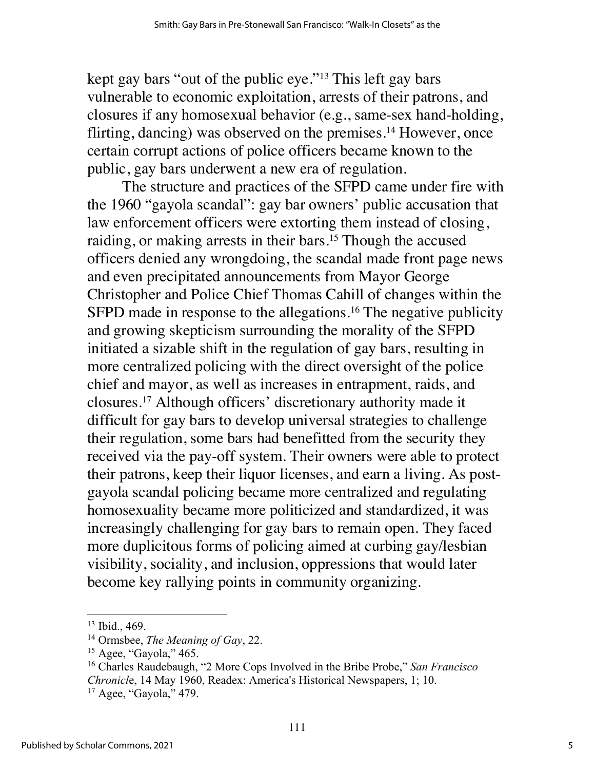kept gay bars "out of the public eye."[13] This left gay bars vulnerable to economic exploitation, arrests of their patrons, and closures if any homosexual behavior (e.g., same-sex hand-holding, flirting, dancing) was observed on the premises.[14] However, once certain corrupt actions of police officers became known to the public, gay bars underwent a new era of regulation.

The structure and practices of the SFPD came under fire with the 1960 "gayola scandal": gay bar owners' public accusation that law enforcement officers were extorting them instead of closing, raiding, or making arrests in their bars.[15] Though the accused officers denied any wrongdoing, the scandal made front page news and even precipitated announcements from Mayor George Christopher and Police Chief Thomas Cahill of changes within the SFPD made in response to the allegations.[16] The negative publicity and growing skepticism surrounding the morality of the SFPD initiated a sizable shift in the regulation of gay bars, resulting in more centralized policing with the direct oversight of the police chief and mayor, as well as increases in entrapment, raids, and closures.[17] Although officers' discretionary authority made it difficult for gay bars to develop universal strategies to challenge their regulation, some bars had benefitted from the security they received via the pay-off system. Their owners were able to protect their patrons, keep their liquor licenses, and earn a living. As post-gayola scandal policing became more centralized and regulating homosexuality became more politicized and standardized, it was increasingly challenging for gay bars to remain open. They faced more duplicitous forms of policing aimed at curbing gay/lesbian visibility, sociality, and inclusion, oppressions that would later become key rallying points in community organizing.

---

[13] Ibid., 469.

[14] Ormsbee, *The Meaning of Gay*, 22.

[15] Agee, "Gayola," 465.

[16] Charles Raudebaugh, "2 More Cops Involved in the Bribe Probe," *San Francisco Chronicl*e, 14 May 1960, Readex: America's Historical Newspapers, 1; 10.

[17] Agee, "Gayola," 479.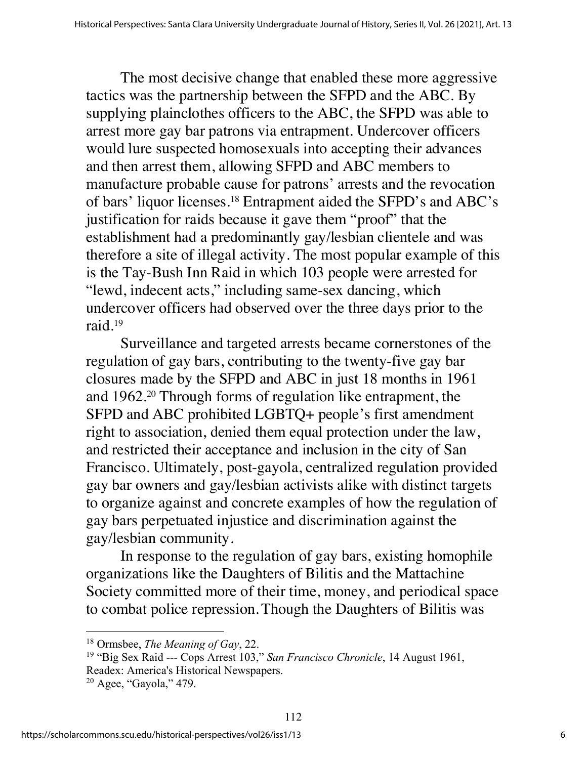The most decisive change that enabled these more aggressive tactics was the partnership between the SFPD and the ABC. By supplying plainclothes officers to the ABC, the SFPD was able to arrest more gay bar patrons via entrapment. Undercover officers would lure suspected homosexuals into accepting their advances and then arrest them, allowing SFPD and ABC members to manufacture probable cause for patrons' arrests and the revocation of bars' liquor licenses.[18] Entrapment aided the SFPD's and ABC's justification for raids because it gave them "proof" that the establishment had a predominantly gay/lesbian clientele and was therefore a site of illegal activity. The most popular example of this is the Tay-Bush Inn Raid in which 103 people were arrested for "lewd, indecent acts," including same-sex dancing, which undercover officers had observed over the three days prior to the raid.[19]

Surveillance and targeted arrests became cornerstones of the regulation of gay bars, contributing to the twenty-five gay bar closures made by the SFPD and ABC in just 18 months in 1961 and 1962.[20] Through forms of regulation like entrapment, the SFPD and ABC prohibited LGBTQ+ people's first amendment right to association, denied them equal protection under the law, and restricted their acceptance and inclusion in the city of San Francisco. Ultimately, post-gayola, centralized regulation provided gay bar owners and gay/lesbian activists alike with distinct targets to organize against and concrete examples of how the regulation of gay bars perpetuated injustice and discrimination against the gay/lesbian community.

In response to the regulation of gay bars, existing homophile organizations like the Daughters of Bilitis and the Mattachine Society committed more of their time, money, and periodical space to combat police repression. Though the Daughters of Bilitis was

---

[18] Ormsbee, *The Meaning of Gay*, 22.

[19] "Big Sex Raid --- Cops Arrest 103," *San Francisco Chronicle*, 14 August 1961, Readex: America's Historical Newspapers.

[20] Agee, "Gayola," 479.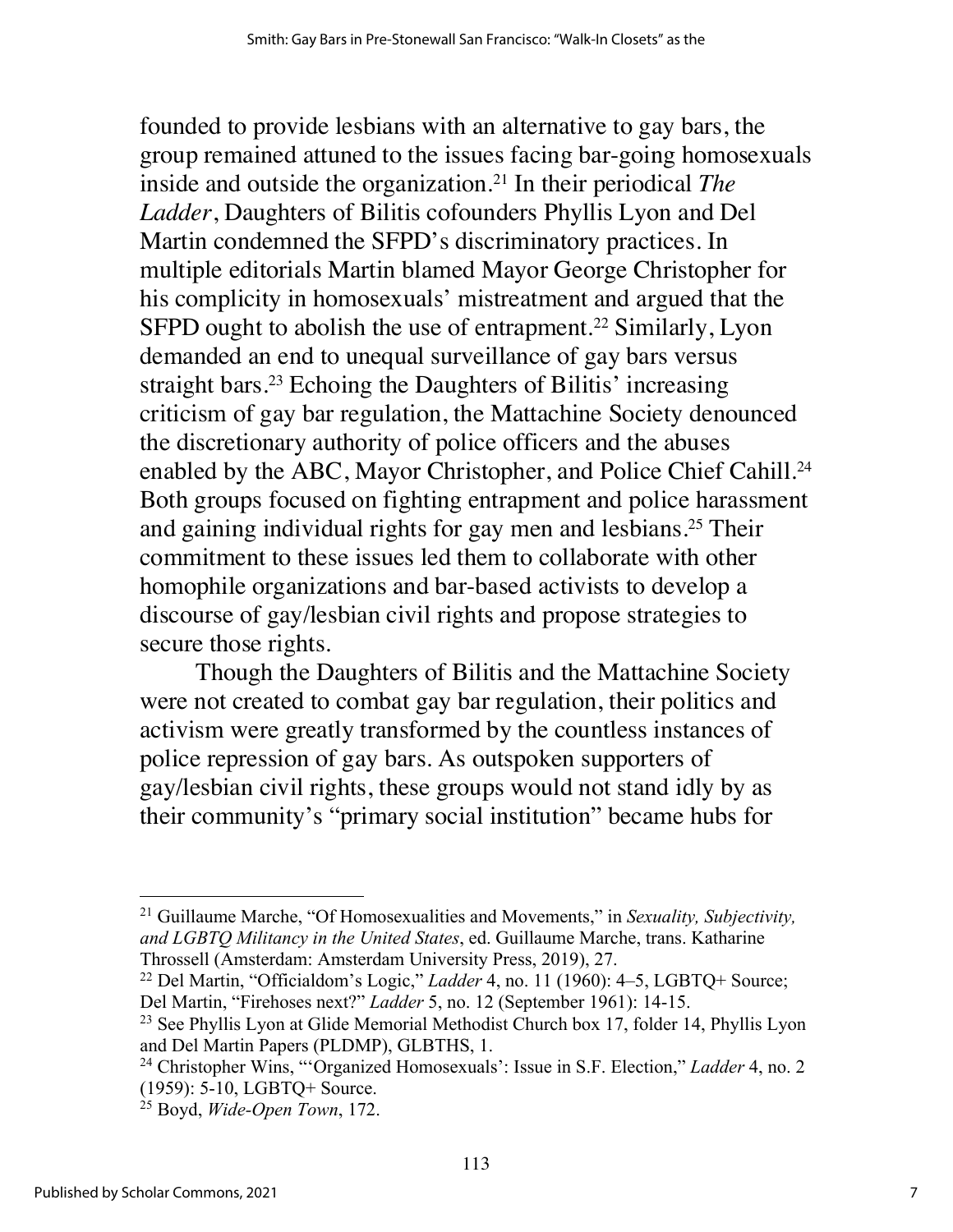founded to provide lesbians with an alternative to gay bars, the group remained attuned to the issues facing bar-going homosexuals inside and outside the organization.[21] In their periodical *The Ladder*, Daughters of Bilitis cofounders Phyllis Lyon and Del Martin condemned the SFPD's discriminatory practices. In multiple editorials Martin blamed Mayor George Christopher for his complicity in homosexuals' mistreatment and argued that the SFPD ought to abolish the use of entrapment.[22] Similarly, Lyon demanded an end to unequal surveillance of gay bars versus straight bars.[23] Echoing the Daughters of Bilitis' increasing criticism of gay bar regulation, the Mattachine Society denounced the discretionary authority of police officers and the abuses enabled by the ABC, Mayor Christopher, and Police Chief Cahill.[24] Both groups focused on fighting entrapment and police harassment and gaining individual rights for gay men and lesbians.[25] Their commitment to these issues led them to collaborate with other homophile organizations and bar-based activists to develop a discourse of gay/lesbian civil rights and propose strategies to secure those rights.

Though the Daughters of Bilitis and the Mattachine Society were not created to combat gay bar regulation, their politics and activism were greatly transformed by the countless instances of police repression of gay bars. As outspoken supporters of gay/lesbian civil rights, these groups would not stand idly by as their community's "primary social institution" became hubs for

---

[21] Guillaume Marche, "Of Homosexualities and Movements," in *Sexuality, Subjectivity, and LGBTQ Militancy in the United States*, ed. Guillaume Marche, trans. Katharine Throssell (Amsterdam: Amsterdam University Press, 2019), 27.

[22] Del Martin, "Officialdom's Logic," *Ladder* 4, no. 11 (1960): 4–5, LGBTQ+ Source; Del Martin, "Firehoses next?" *Ladder* 5, no. 12 (September 1961): 14-15.

[23] See Phyllis Lyon at Glide Memorial Methodist Church box 17, folder 14, Phyllis Lyon and Del Martin Papers (PLDMP), GLBTHS, 1.

[24] Christopher Wins, "'Organized Homosexuals': Issue in S.F. Election," *Ladder* 4, no. 2 (1959): 5-10, LGBTQ+ Source.

[25] Boyd, *Wide-Open Town*, 172.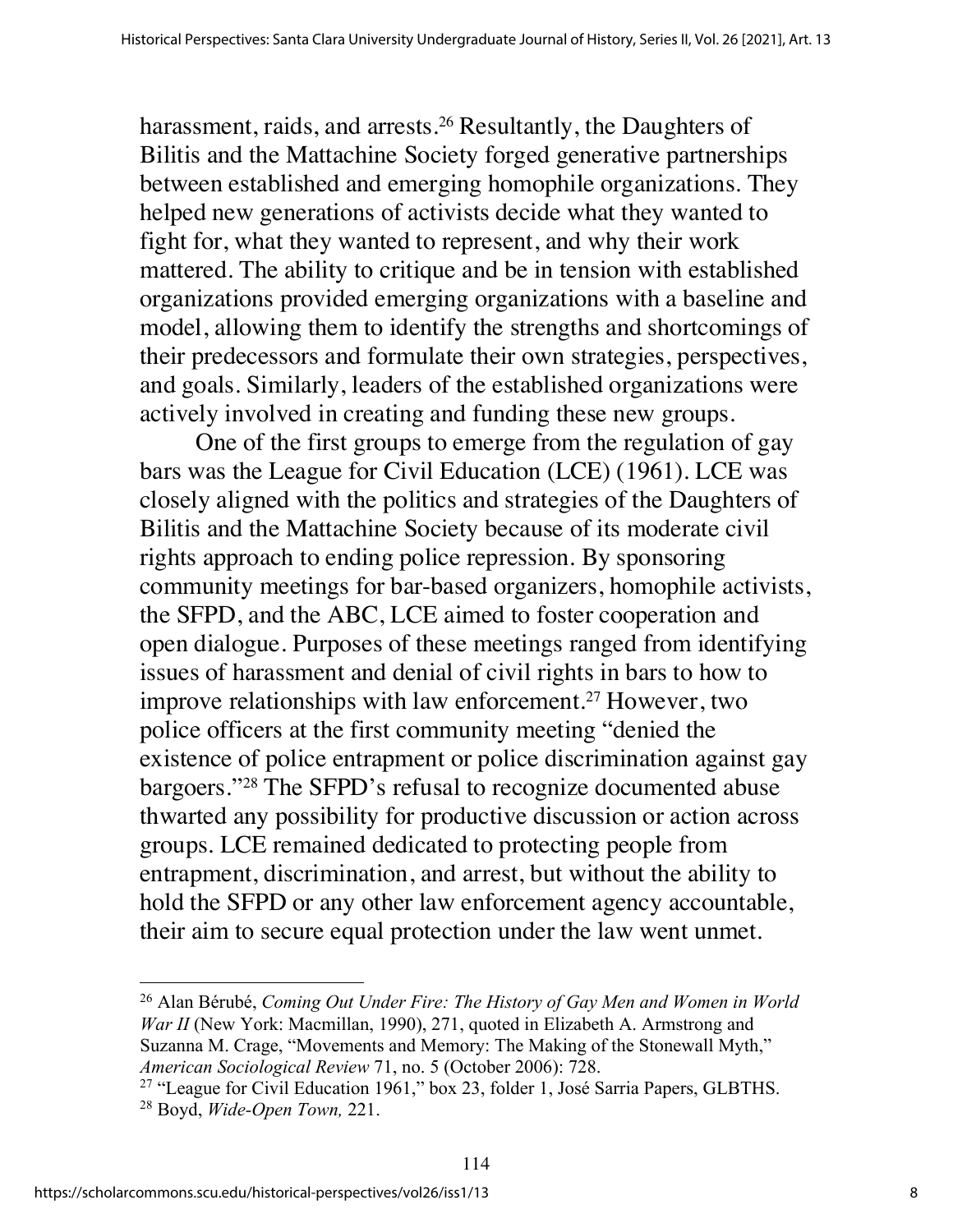harassment, raids, and arrests.[26] Resultantly, the Daughters of Bilitis and the Mattachine Society forged generative partnerships between established and emerging homophile organizations. They helped new generations of activists decide what they wanted to fight for, what they wanted to represent, and why their work mattered. The ability to critique and be in tension with established organizations provided emerging organizations with a baseline and model, allowing them to identify the strengths and shortcomings of their predecessors and formulate their own strategies, perspectives, and goals. Similarly, leaders of the established organizations were actively involved in creating and funding these new groups.

One of the first groups to emerge from the regulation of gay bars was the League for Civil Education (LCE) (1961). LCE was closely aligned with the politics and strategies of the Daughters of Bilitis and the Mattachine Society because of its moderate civil rights approach to ending police repression. By sponsoring community meetings for bar-based organizers, homophile activists, the SFPD, and the ABC, LCE aimed to foster cooperation and open dialogue. Purposes of these meetings ranged from identifying issues of harassment and denial of civil rights in bars to how to improve relationships with law enforcement.[27] However, two police officers at the first community meeting "denied the existence of police entrapment or police discrimination against gay bargoers."[28] The SFPD's refusal to recognize documented abuse thwarted any possibility for productive discussion or action across groups. LCE remained dedicated to protecting people from entrapment, discrimination, and arrest, but without the ability to hold the SFPD or any other law enforcement agency accountable, their aim to secure equal protection under the law went unmet.

---

[26] Alan Bérubé, *Coming Out Under Fire: The History of Gay Men and Women in World War II* (New York: Macmillan, 1990), 271, quoted in Elizabeth A. Armstrong and Suzanna M. Crage, "Movements and Memory: The Making of the Stonewall Myth," *American Sociological Review* 71, no. 5 (October 2006): 728.

[27] "League for Civil Education 1961," box 23, folder 1, José Sarria Papers, GLBTHS.

[28] Boyd, *Wide-Open Town,* 221.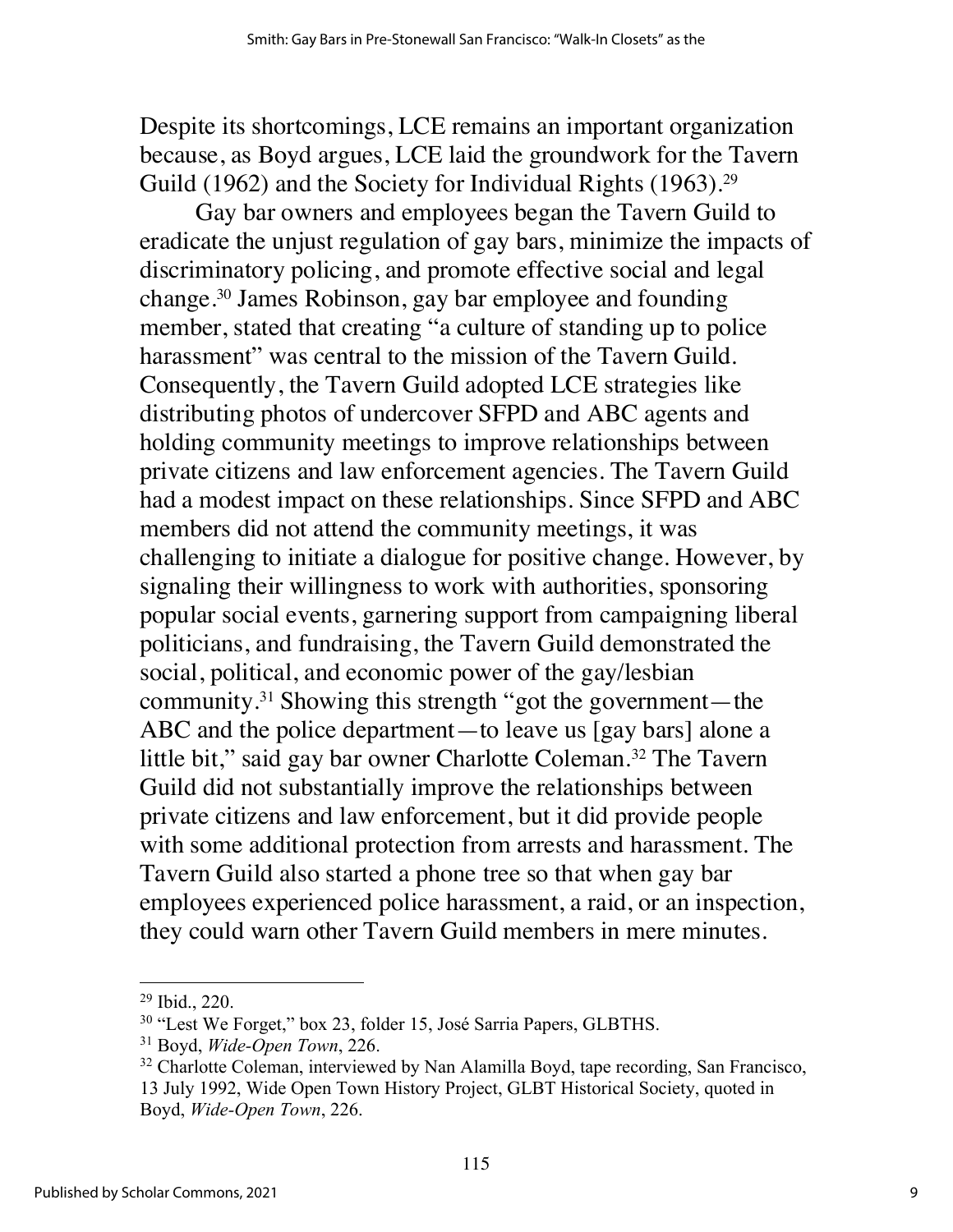Despite its shortcomings, LCE remains an important organization because, as Boyd argues, LCE laid the groundwork for the Tavern Guild (1962) and the Society for Individual Rights (1963).[29]

Gay bar owners and employees began the Tavern Guild to eradicate the unjust regulation of gay bars, minimize the impacts of discriminatory policing, and promote effective social and legal change.[30] James Robinson, gay bar employee and founding member, stated that creating "a culture of standing up to police harassment" was central to the mission of the Tavern Guild. Consequently, the Tavern Guild adopted LCE strategies like distributing photos of undercover SFPD and ABC agents and holding community meetings to improve relationships between private citizens and law enforcement agencies. The Tavern Guild had a modest impact on these relationships. Since SFPD and ABC members did not attend the community meetings, it was challenging to initiate a dialogue for positive change. However, by signaling their willingness to work with authorities, sponsoring popular social events, garnering support from campaigning liberal politicians, and fundraising, the Tavern Guild demonstrated the social, political, and economic power of the gay/lesbian community.[31] Showing this strength "got the government—the ABC and the police department—to leave us [gay bars] alone a little bit," said gay bar owner Charlotte Coleman.[32] The Tavern Guild did not substantially improve the relationships between private citizens and law enforcement, but it did provide people with some additional protection from arrests and harassment. The Tavern Guild also started a phone tree so that when gay bar employees experienced police harassment, a raid, or an inspection, they could warn other Tavern Guild members in mere minutes.

---

[29] Ibid., 220.

[30] "Lest We Forget," box 23, folder 15, José Sarria Papers, GLBTHS.

[31] Boyd, *Wide-Open Town*, 226.

[32] Charlotte Coleman, interviewed by Nan Alamilla Boyd, tape recording, San Francisco, 13 July 1992, Wide Open Town History Project, GLBT Historical Society, quoted in Boyd, *Wide-Open Town*, 226.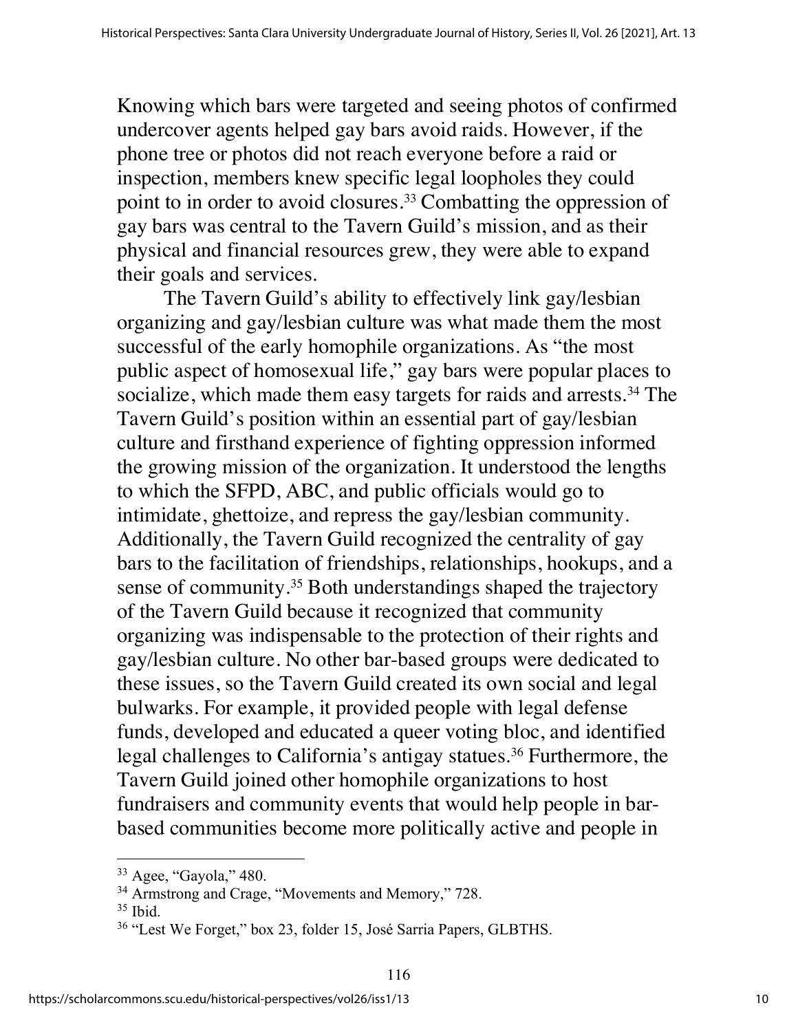Knowing which bars were targeted and seeing photos of confirmed undercover agents helped gay bars avoid raids. However, if the phone tree or photos did not reach everyone before a raid or inspection, members knew specific legal loopholes they could point to in order to avoid closures.[33] Combatting the oppression of gay bars was central to the Tavern Guild's mission, and as their physical and financial resources grew, they were able to expand their goals and services.

The Tavern Guild's ability to effectively link gay/lesbian organizing and gay/lesbian culture was what made them the most successful of the early homophile organizations. As "the most public aspect of homosexual life," gay bars were popular places to socialize, which made them easy targets for raids and arrests.[34] The Tavern Guild's position within an essential part of gay/lesbian culture and firsthand experience of fighting oppression informed the growing mission of the organization. It understood the lengths to which the SFPD, ABC, and public officials would go to intimidate, ghettoize, and repress the gay/lesbian community. Additionally, the Tavern Guild recognized the centrality of gay bars to the facilitation of friendships, relationships, hookups, and a sense of community.[35] Both understandings shaped the trajectory of the Tavern Guild because it recognized that community organizing was indispensable to the protection of their rights and gay/lesbian culture. No other bar-based groups were dedicated to these issues, so the Tavern Guild created its own social and legal bulwarks. For example, it provided people with legal defense funds, developed and educated a queer voting bloc, and identified legal challenges to California's antigay statues.[36] Furthermore, the Tavern Guild joined other homophile organizations to host fundraisers and community events that would help people in bar-based communities become more politically active and people in

---

[33] Agee, "Gayola," 480.

[34] Armstrong and Crage, "Movements and Memory," 728.

[35] Ibid.

[36] "Lest We Forget," box 23, folder 15, José Sarria Papers, GLBTHS.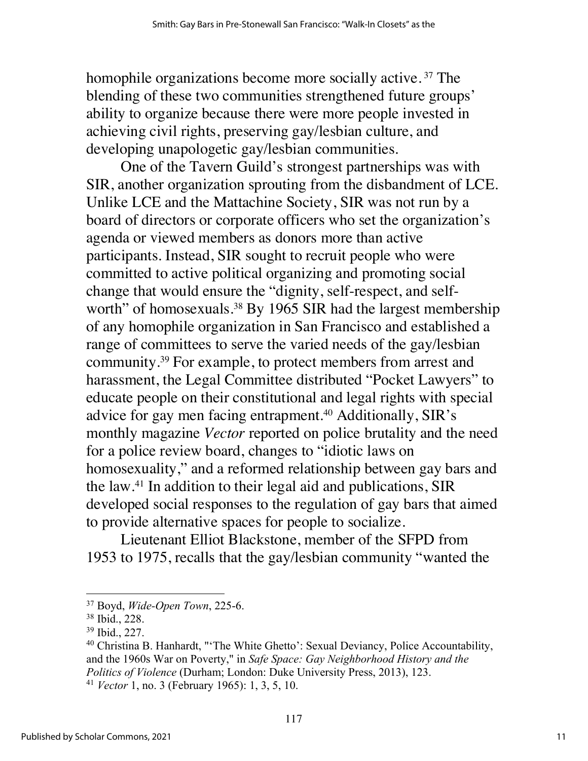homophile organizations become more socially active.[37] The blending of these two communities strengthened future groups' ability to organize because there were more people invested in achieving civil rights, preserving gay/lesbian culture, and developing unapologetic gay/lesbian communities.

One of the Tavern Guild's strongest partnerships was with SIR, another organization sprouting from the disbandment of LCE. Unlike LCE and the Mattachine Society, SIR was not run by a board of directors or corporate officers who set the organization's agenda or viewed members as donors more than active participants. Instead, SIR sought to recruit people who were committed to active political organizing and promoting social change that would ensure the "dignity, self-respect, and self-worth" of homosexuals.[38] By 1965 SIR had the largest membership of any homophile organization in San Francisco and established a range of committees to serve the varied needs of the gay/lesbian community.[39] For example, to protect members from arrest and harassment, the Legal Committee distributed "Pocket Lawyers" to educate people on their constitutional and legal rights with special advice for gay men facing entrapment.[40] Additionally, SIR's monthly magazine *Vector* reported on police brutality and the need for a police review board, changes to "idiotic laws on homosexuality," and a reformed relationship between gay bars and the law.[41] In addition to their legal aid and publications, SIR developed social responses to the regulation of gay bars that aimed to provide alternative spaces for people to socialize.

Lieutenant Elliot Blackstone, member of the SFPD from 1953 to 1975, recalls that the gay/lesbian community "wanted the

---

[37] Boyd, *Wide-Open Town*, 225-6.

[38] Ibid., 228.

[39] Ibid., 227.

[40] Christina B. Hanhardt, "'The White Ghetto': Sexual Deviancy, Police Accountability, and the 1960s War on Poverty," in *Safe Space: Gay Neighborhood History and the Politics of Violence* (Durham; London: Duke University Press, 2013), 123.

[41] *Vector* 1, no. 3 (February 1965): 1, 3, 5, 10.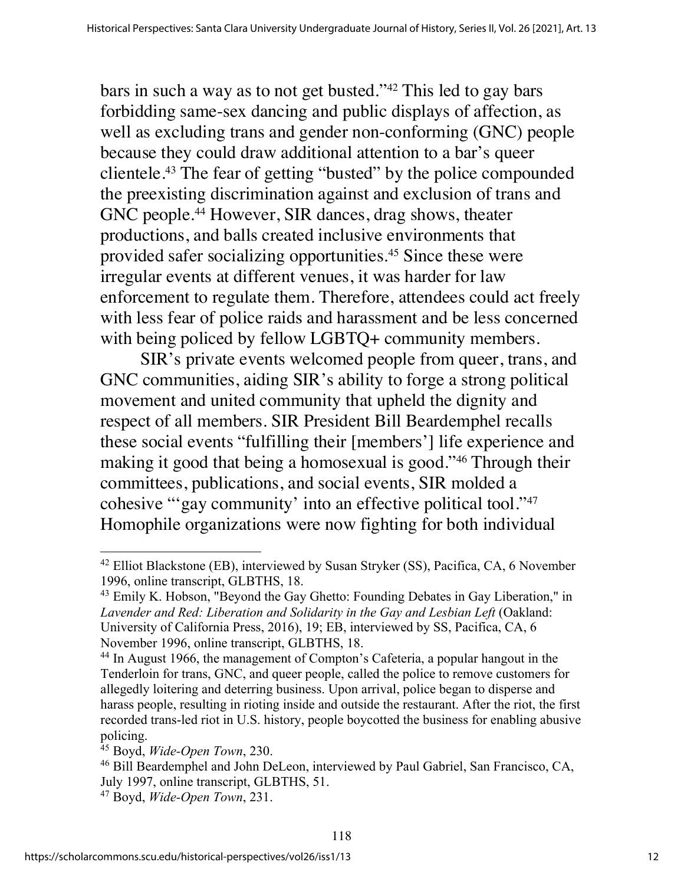bars in such a way as to not get busted."[42] This led to gay bars forbidding same-sex dancing and public displays of affection, as well as excluding trans and gender non-conforming (GNC) people because they could draw additional attention to a bar's queer clientele.[43] The fear of getting "busted" by the police compounded the preexisting discrimination against and exclusion of trans and GNC people.[44] However, SIR dances, drag shows, theater productions, and balls created inclusive environments that provided safer socializing opportunities.[45] Since these were irregular events at different venues, it was harder for law enforcement to regulate them. Therefore, attendees could act freely with less fear of police raids and harassment and be less concerned with being policed by fellow LGBTQ+ community members.

SIR's private events welcomed people from queer, trans, and GNC communities, aiding SIR's ability to forge a strong political movement and united community that upheld the dignity and respect of all members. SIR President Bill Beardemphel recalls these social events "fulfilling their [members'] life experience and making it good that being a homosexual is good."[46] Through their committees, publications, and social events, SIR molded a cohesive "'gay community' into an effective political tool."[47] Homophile organizations were now fighting for both individual

---

[42] Elliot Blackstone (EB), interviewed by Susan Stryker (SS), Pacifica, CA, 6 November 1996, online transcript, GLBTHS, 18.

[43] Emily K. Hobson, "Beyond the Gay Ghetto: Founding Debates in Gay Liberation," in *Lavender and Red: Liberation and Solidarity in the Gay and Lesbian Left* (Oakland: University of California Press, 2016), 19; EB, interviewed by SS, Pacifica, CA, 6 November 1996, online transcript, GLBTHS, 18.

[44] In August 1966, the management of Compton's Cafeteria, a popular hangout in the Tenderloin for trans, GNC, and queer people, called the police to remove customers for allegedly loitering and deterring business. Upon arrival, police began to disperse and harass people, resulting in rioting inside and outside the restaurant. After the riot, the first recorded trans-led riot in U.S. history, people boycotted the business for enabling abusive policing.

[45] Boyd, *Wide-Open Town*, 230.

[46] Bill Beardemphel and John DeLeon, interviewed by Paul Gabriel, San Francisco, CA, July 1997, online transcript, GLBTHS, 51.

[47] Boyd, *Wide-Open Town*, 231.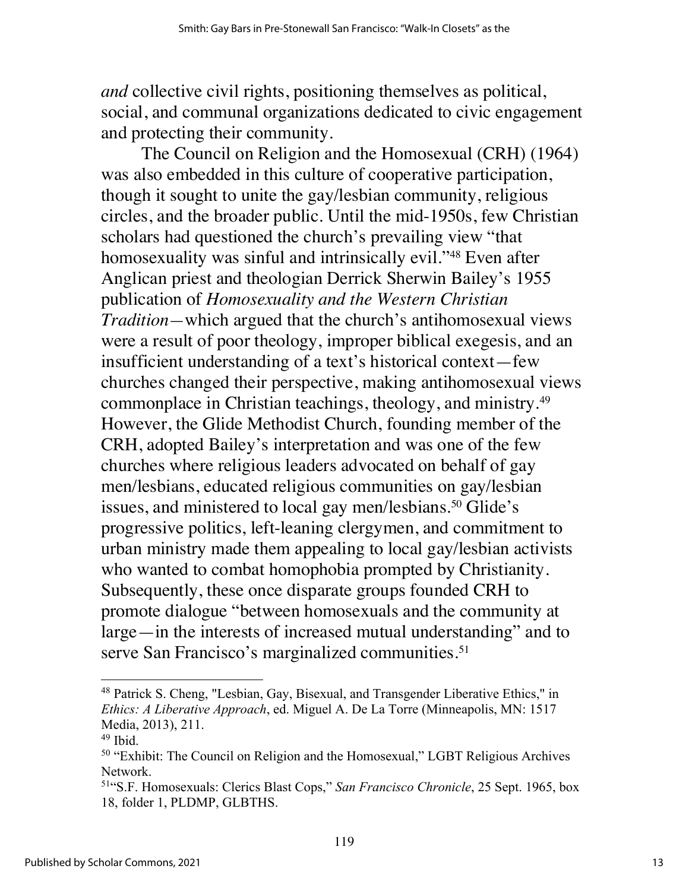*and* collective civil rights, positioning themselves as political, social, and communal organizations dedicated to civic engagement and protecting their community.

The Council on Religion and the Homosexual (CRH) (1964) was also embedded in this culture of cooperative participation, though it sought to unite the gay/lesbian community, religious circles, and the broader public. Until the mid-1950s, few Christian scholars had questioned the church's prevailing view "that homosexuality was sinful and intrinsically evil."[48] Even after Anglican priest and theologian Derrick Sherwin Bailey's 1955 publication of *Homosexuality and the Western Christian Tradition*—which argued that the church's antihomosexual views were a result of poor theology, improper biblical exegesis, and an insufficient understanding of a text's historical context—few churches changed their perspective, making antihomosexual views commonplace in Christian teachings, theology, and ministry.[49] However, the Glide Methodist Church, founding member of the CRH, adopted Bailey's interpretation and was one of the few churches where religious leaders advocated on behalf of gay men/lesbians, educated religious communities on gay/lesbian issues, and ministered to local gay men/lesbians.[50] Glide's progressive politics, left-leaning clergymen, and commitment to urban ministry made them appealing to local gay/lesbian activists who wanted to combat homophobia prompted by Christianity. Subsequently, these once disparate groups founded CRH to promote dialogue "between homosexuals and the community at large—in the interests of increased mutual understanding" and to serve San Francisco's marginalized communities.[51]

---

[48] Patrick S. Cheng, "Lesbian, Gay, Bisexual, and Transgender Liberative Ethics," in *Ethics: A Liberative Approach*, ed. Miguel A. De La Torre (Minneapolis, MN: 1517 Media, 2013), 211.

[49] Ibid.

[50] "Exhibit: The Council on Religion and the Homosexual," LGBT Religious Archives Network.

[51] "S.F. Homosexuals: Clerics Blast Cops," *San Francisco Chronicle*, 25 Sept. 1965, box 18, folder 1, PLDMP, GLBTHS.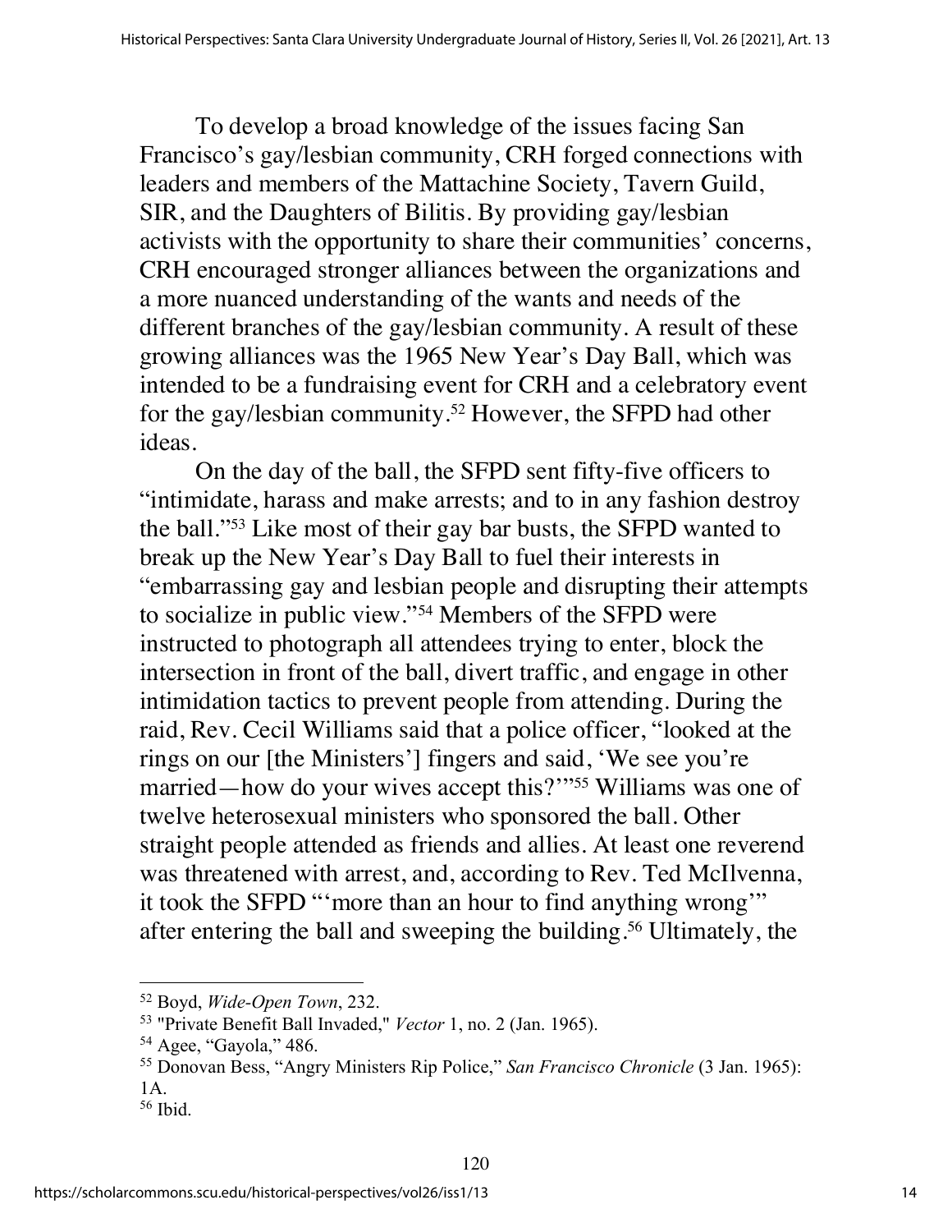To develop a broad knowledge of the issues facing San Francisco's gay/lesbian community, CRH forged connections with leaders and members of the Mattachine Society, Tavern Guild, SIR, and the Daughters of Bilitis. By providing gay/lesbian activists with the opportunity to share their communities' concerns, CRH encouraged stronger alliances between the organizations and a more nuanced understanding of the wants and needs of the different branches of the gay/lesbian community. A result of these growing alliances was the 1965 New Year's Day Ball, which was intended to be a fundraising event for CRH and a celebratory event for the gay/lesbian community.[52] However, the SFPD had other ideas.

On the day of the ball, the SFPD sent fifty-five officers to "intimidate, harass and make arrests; and to in any fashion destroy the ball."[53] Like most of their gay bar busts, the SFPD wanted to break up the New Year's Day Ball to fuel their interests in "embarrassing gay and lesbian people and disrupting their attempts to socialize in public view."[54] Members of the SFPD were instructed to photograph all attendees trying to enter, block the intersection in front of the ball, divert traffic, and engage in other intimidation tactics to prevent people from attending. During the raid, Rev. Cecil Williams said that a police officer, "looked at the rings on our [the Ministers'] fingers and said, 'We see you're married—how do your wives accept this?'"[55] Williams was one of twelve heterosexual ministers who sponsored the ball. Other straight people attended as friends and allies. At least one reverend was threatened with arrest, and, according to Rev. Ted McIlvenna, it took the SFPD "'more than an hour to find anything wrong'" after entering the ball and sweeping the building.[56] Ultimately, the

---

[52] Boyd, *Wide-Open Town*, 232.

[53] "Private Benefit Ball Invaded," *Vector* 1, no. 2 (Jan. 1965).

[54] Agee, "Gayola," 486.

[55] Donovan Bess, "Angry Ministers Rip Police," *San Francisco Chronicle* (3 Jan. 1965): 1A.

[56] Ibid.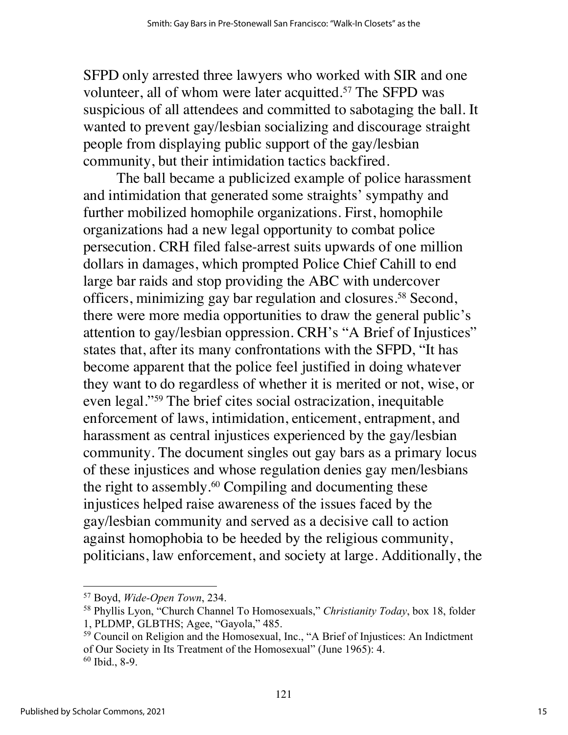SFPD only arrested three lawyers who worked with SIR and one volunteer, all of whom were later acquitted.[57] The SFPD was suspicious of all attendees and committed to sabotaging the ball. It wanted to prevent gay/lesbian socializing and discourage straight people from displaying public support of the gay/lesbian community, but their intimidation tactics backfired.

The ball became a publicized example of police harassment and intimidation that generated some straights' sympathy and further mobilized homophile organizations. First, homophile organizations had a new legal opportunity to combat police persecution. CRH filed false-arrest suits upwards of one million dollars in damages, which prompted Police Chief Cahill to end large bar raids and stop providing the ABC with undercover officers, minimizing gay bar regulation and closures.[58] Second, there were more media opportunities to draw the general public's attention to gay/lesbian oppression. CRH's "A Brief of Injustices" states that, after its many confrontations with the SFPD, "It has become apparent that the police feel justified in doing whatever they want to do regardless of whether it is merited or not, wise, or even legal."[59] The brief cites social ostracization, inequitable enforcement of laws, intimidation, enticement, entrapment, and harassment as central injustices experienced by the gay/lesbian community. The document singles out gay bars as a primary locus of these injustices and whose regulation denies gay men/lesbians the right to assembly.[60] Compiling and documenting these injustices helped raise awareness of the issues faced by the gay/lesbian community and served as a decisive call to action against homophobia to be heeded by the religious community, politicians, law enforcement, and society at large. Additionally, the

---

[57] Boyd, *Wide-Open Town*, 234.

[58] Phyllis Lyon, "Church Channel To Homosexuals," *Christianity Today*, box 18, folder 1, PLDMP, GLBTHS; Agee, "Gayola," 485.

[59] Council on Religion and the Homosexual, Inc., "A Brief of Injustices: An Indictment of Our Society in Its Treatment of the Homosexual" (June 1965): 4.

[60] Ibid., 8-9.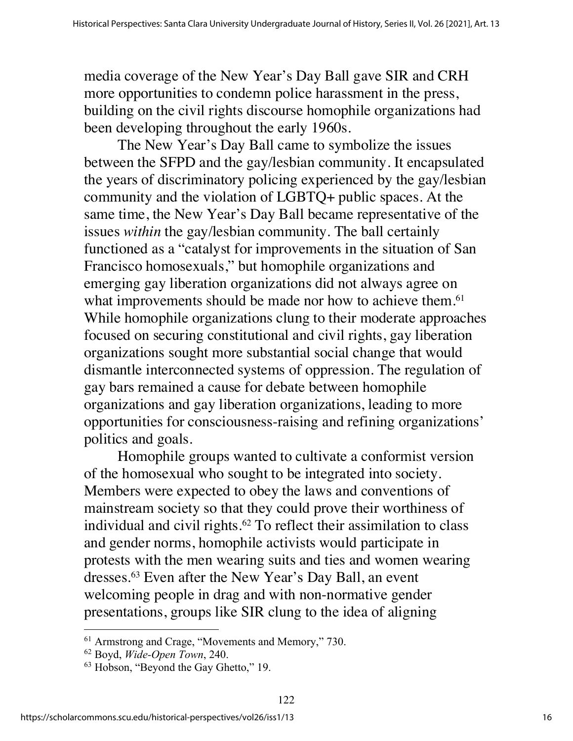media coverage of the New Year's Day Ball gave SIR and CRH more opportunities to condemn police harassment in the press, building on the civil rights discourse homophile organizations had been developing throughout the early 1960s.

The New Year's Day Ball came to symbolize the issues between the SFPD and the gay/lesbian community. It encapsulated the years of discriminatory policing experienced by the gay/lesbian community and the violation of LGBTQ+ public spaces. At the same time, the New Year's Day Ball became representative of the issues *within* the gay/lesbian community. The ball certainly functioned as a "catalyst for improvements in the situation of San Francisco homosexuals," but homophile organizations and emerging gay liberation organizations did not always agree on what improvements should be made nor how to achieve them.[61] While homophile organizations clung to their moderate approaches focused on securing constitutional and civil rights, gay liberation organizations sought more substantial social change that would dismantle interconnected systems of oppression. The regulation of gay bars remained a cause for debate between homophile organizations and gay liberation organizations, leading to more opportunities for consciousness-raising and refining organizations' politics and goals.

Homophile groups wanted to cultivate a conformist version of the homosexual who sought to be integrated into society. Members were expected to obey the laws and conventions of mainstream society so that they could prove their worthiness of individual and civil rights.[62] To reflect their assimilation to class and gender norms, homophile activists would participate in protests with the men wearing suits and ties and women wearing dresses.[63] Even after the New Year's Day Ball, an event welcoming people in drag and with non-normative gender presentations, groups like SIR clung to the idea of aligning

---

[61] Armstrong and Crage, "Movements and Memory," 730.

[62] Boyd, *Wide-Open Town*, 240.

[63] Hobson, "Beyond the Gay Ghetto," 19.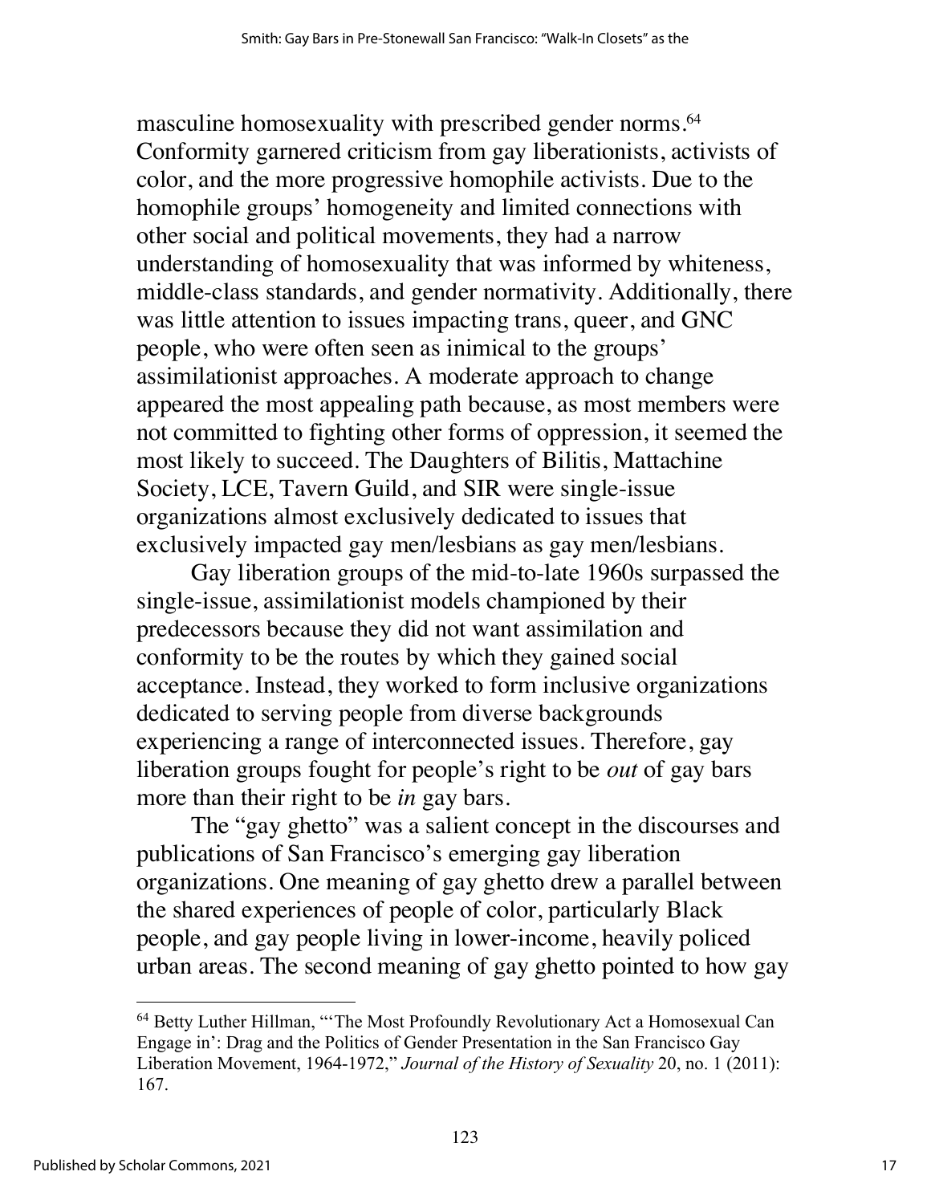masculine homosexuality with prescribed gender norms.[64] Conformity garnered criticism from gay liberationists, activists of color, and the more progressive homophile activists. Due to the homophile groups' homogeneity and limited connections with other social and political movements, they had a narrow understanding of homosexuality that was informed by whiteness, middle-class standards, and gender normativity. Additionally, there was little attention to issues impacting trans, queer, and GNC people, who were often seen as inimical to the groups' assimilationist approaches. A moderate approach to change appeared the most appealing path because, as most members were not committed to fighting other forms of oppression, it seemed the most likely to succeed. The Daughters of Bilitis, Mattachine Society, LCE, Tavern Guild, and SIR were single-issue organizations almost exclusively dedicated to issues that exclusively impacted gay men/lesbians as gay men/lesbians.

Gay liberation groups of the mid-to-late 1960s surpassed the single-issue, assimilationist models championed by their predecessors because they did not want assimilation and conformity to be the routes by which they gained social acceptance. Instead, they worked to form inclusive organizations dedicated to serving people from diverse backgrounds experiencing a range of interconnected issues. Therefore, gay liberation groups fought for people's right to be *out* of gay bars more than their right to be *in* gay bars.

The "gay ghetto" was a salient concept in the discourses and publications of San Francisco's emerging gay liberation organizations. One meaning of gay ghetto drew a parallel between the shared experiences of people of color, particularly Black people, and gay people living in lower-income, heavily policed urban areas. The second meaning of gay ghetto pointed to how gay

---

[64] Betty Luther Hillman, "'The Most Profoundly Revolutionary Act a Homosexual Can Engage in': Drag and the Politics of Gender Presentation in the San Francisco Gay Liberation Movement, 1964-1972," *Journal of the History of Sexuality* 20, no. 1 (2011): 167.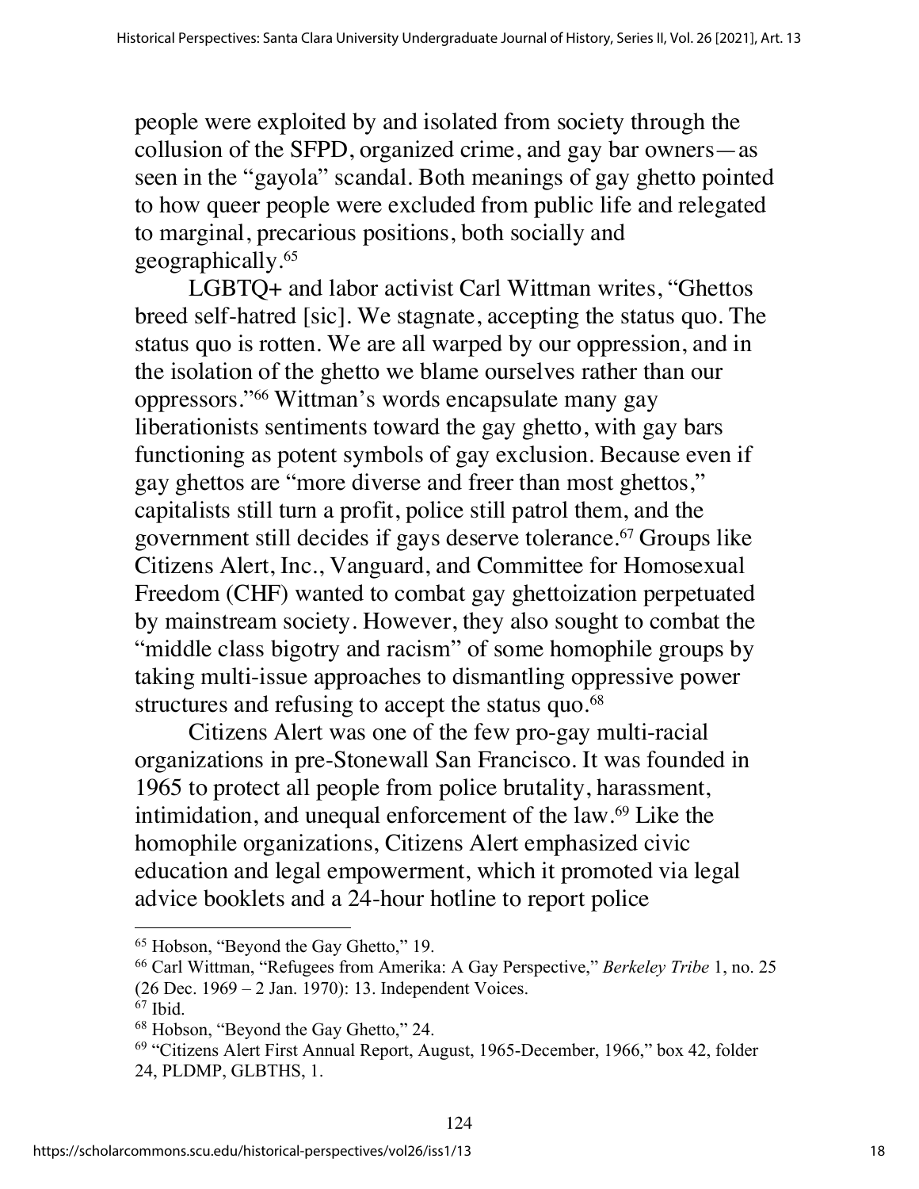people were exploited by and isolated from society through the collusion of the SFPD, organized crime, and gay bar owners—as seen in the "gayola" scandal. Both meanings of gay ghetto pointed to how queer people were excluded from public life and relegated to marginal, precarious positions, both socially and geographically.[65]

LGBTQ+ and labor activist Carl Wittman writes, "Ghettos breed self-hatred [sic]. We stagnate, accepting the status quo. The status quo is rotten. We are all warped by our oppression, and in the isolation of the ghetto we blame ourselves rather than our oppressors."[66] Wittman's words encapsulate many gay liberationists sentiments toward the gay ghetto, with gay bars functioning as potent symbols of gay exclusion. Because even if gay ghettos are "more diverse and freer than most ghettos," capitalists still turn a profit, police still patrol them, and the government still decides if gays deserve tolerance.[67] Groups like Citizens Alert, Inc., Vanguard, and Committee for Homosexual Freedom (CHF) wanted to combat gay ghettoization perpetuated by mainstream society. However, they also sought to combat the "middle class bigotry and racism" of some homophile groups by taking multi-issue approaches to dismantling oppressive power structures and refusing to accept the status quo.[68]

Citizens Alert was one of the few pro-gay multi-racial organizations in pre-Stonewall San Francisco. It was founded in 1965 to protect all people from police brutality, harassment, intimidation, and unequal enforcement of the law.[69] Like the homophile organizations, Citizens Alert emphasized civic education and legal empowerment, which it promoted via legal advice booklets and a 24-hour hotline to report police

---

[65] Hobson, "Beyond the Gay Ghetto," 19.

[66] Carl Wittman, "Refugees from Amerika: A Gay Perspective," *Berkeley Tribe* 1, no. 25 (26 Dec. 1969 – 2 Jan. 1970): 13. Independent Voices.

[67] Ibid.

[68] Hobson, "Beyond the Gay Ghetto," 24.

[69] "Citizens Alert First Annual Report, August, 1965-December, 1966," box 42, folder 24, PLDMP, GLBTHS, 1.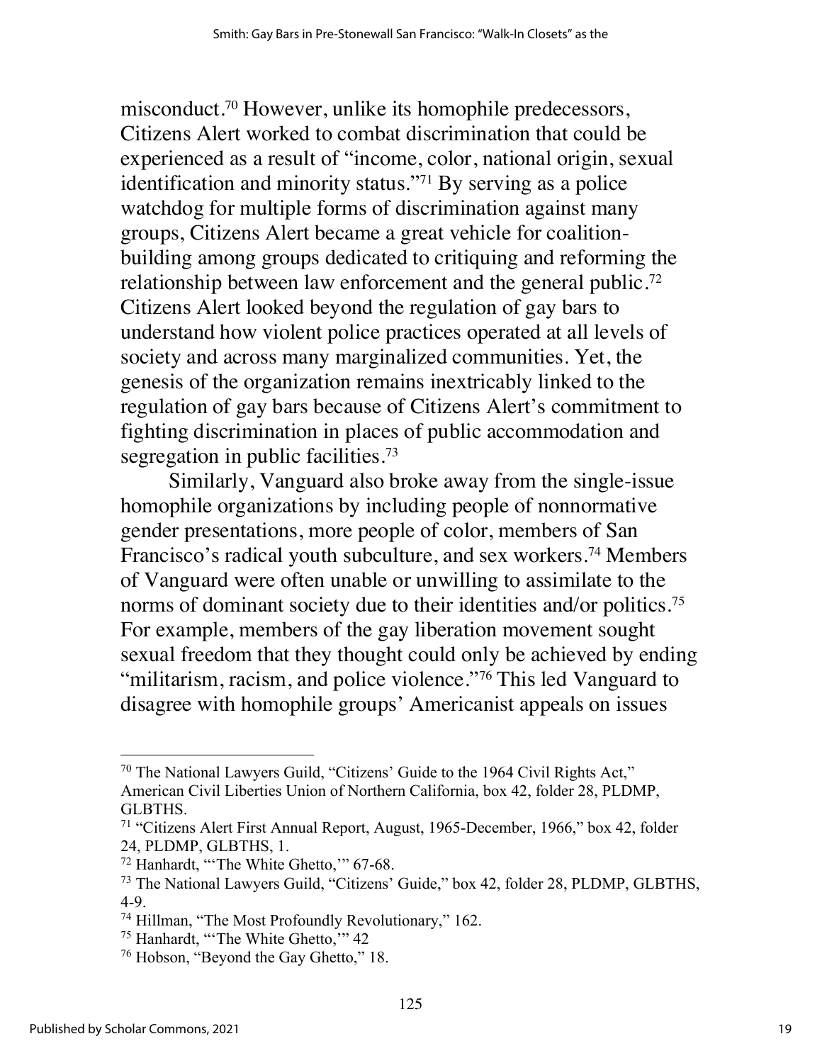misconduct.[70] However, unlike its homophile predecessors, Citizens Alert worked to combat discrimination that could be experienced as a result of "income, color, national origin, sexual identification and minority status."[71] By serving as a police watchdog for multiple forms of discrimination against many groups, Citizens Alert became a great vehicle for coalition-building among groups dedicated to critiquing and reforming the relationship between law enforcement and the general public.[72] Citizens Alert looked beyond the regulation of gay bars to understand how violent police practices operated at all levels of society and across many marginalized communities. Yet, the genesis of the organization remains inextricably linked to the regulation of gay bars because of Citizens Alert's commitment to fighting discrimination in places of public accommodation and segregation in public facilities.[73]

Similarly, Vanguard also broke away from the single-issue homophile organizations by including people of nonnormative gender presentations, more people of color, members of San Francisco's radical youth subculture, and sex workers.[74] Members of Vanguard were often unable or unwilling to assimilate to the norms of dominant society due to their identities and/or politics.[75] For example, members of the gay liberation movement sought sexual freedom that they thought could only be achieved by ending "militarism, racism, and police violence."[76] This led Vanguard to disagree with homophile groups' Americanist appeals on issues

---

[70] The National Lawyers Guild, "Citizens' Guide to the 1964 Civil Rights Act," American Civil Liberties Union of Northern California, box 42, folder 28, PLDMP, GLBTHS.

[71] "Citizens Alert First Annual Report, August, 1965-December, 1966," box 42, folder 24, PLDMP, GLBTHS, 1.

[72] Hanhardt, "'The White Ghetto,'" 67-68.

[73] The National Lawyers Guild, "Citizens' Guide," box 42, folder 28, PLDMP, GLBTHS, 4-9.

[74] Hillman, "The Most Profoundly Revolutionary," 162.

[75] Hanhardt, "'The White Ghetto,'" 42

[76] Hobson, "Beyond the Gay Ghetto," 18.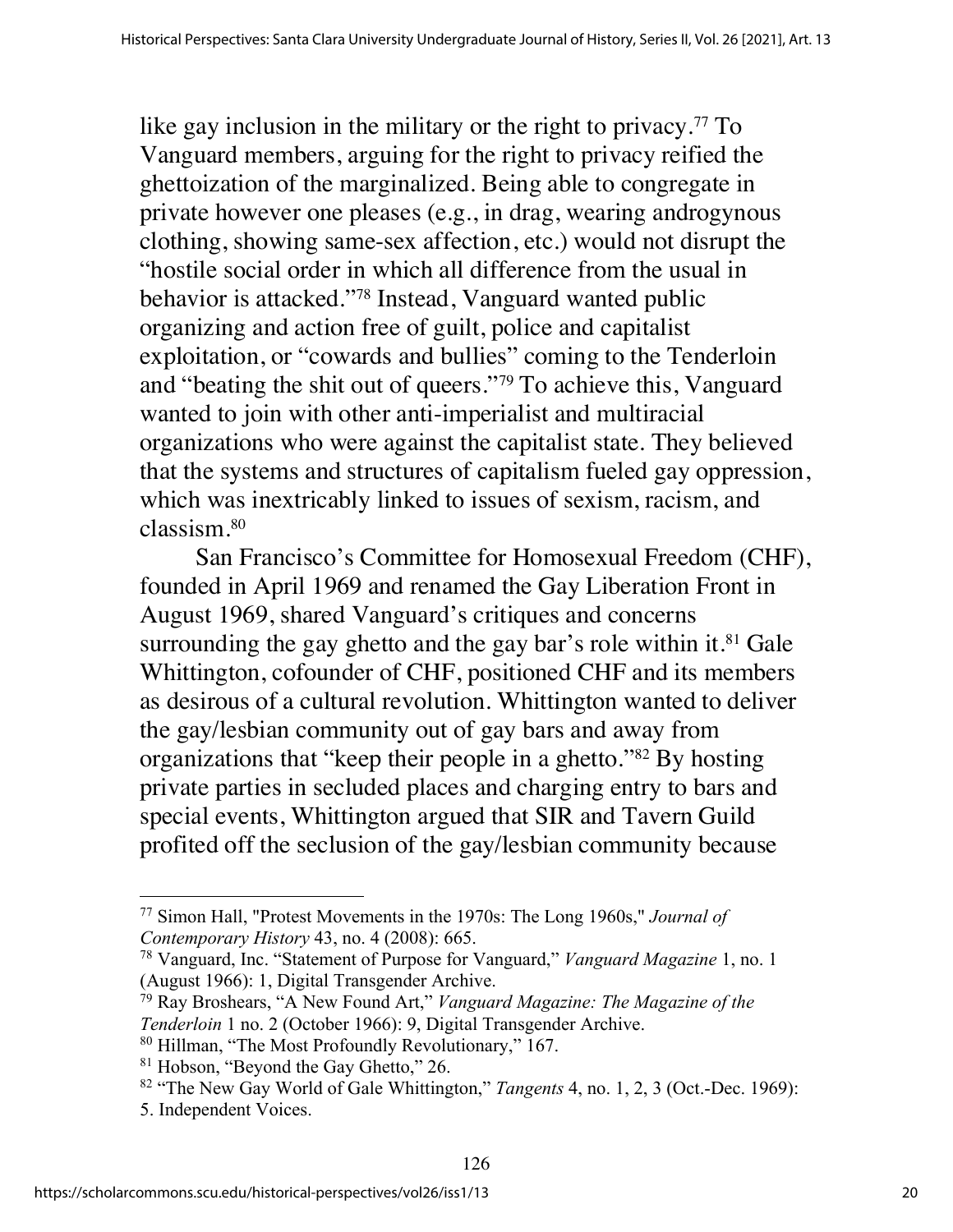like gay inclusion in the military or the right to privacy.[77] To Vanguard members, arguing for the right to privacy reified the ghettoization of the marginalized. Being able to congregate in private however one pleases (e.g., in drag, wearing androgynous clothing, showing same-sex affection, etc.) would not disrupt the "hostile social order in which all difference from the usual in behavior is attacked."[78] Instead, Vanguard wanted public organizing and action free of guilt, police and capitalist exploitation, or "cowards and bullies" coming to the Tenderloin and "beating the shit out of queers."[79] To achieve this, Vanguard wanted to join with other anti-imperialist and multiracial organizations who were against the capitalist state. They believed that the systems and structures of capitalism fueled gay oppression, which was inextricably linked to issues of sexism, racism, and classism.[80]

San Francisco's Committee for Homosexual Freedom (CHF), founded in April 1969 and renamed the Gay Liberation Front in August 1969, shared Vanguard's critiques and concerns surrounding the gay ghetto and the gay bar's role within it.[81] Gale Whittington, cofounder of CHF, positioned CHF and its members as desirous of a cultural revolution. Whittington wanted to deliver the gay/lesbian community out of gay bars and away from organizations that "keep their people in a ghetto."[82] By hosting private parties in secluded places and charging entry to bars and special events, Whittington argued that SIR and Tavern Guild profited off the seclusion of the gay/lesbian community because

---

[77] Simon Hall, "Protest Movements in the 1970s: The Long 1960s," *Journal of Contemporary History* 43, no. 4 (2008): 665.

[78] Vanguard, Inc. "Statement of Purpose for Vanguard," *Vanguard Magazine* 1, no. 1 (August 1966): 1, Digital Transgender Archive.

[79] Ray Broshears, "A New Found Art," *Vanguard Magazine: The Magazine of the Tenderloin* 1 no. 2 (October 1966): 9, Digital Transgender Archive.

[80] Hillman, "The Most Profoundly Revolutionary," 167.

[81] Hobson, "Beyond the Gay Ghetto," 26.

[82] "The New Gay World of Gale Whittington," *Tangents* 4, no. 1, 2, 3 (Oct.-Dec. 1969): 5. Independent Voices.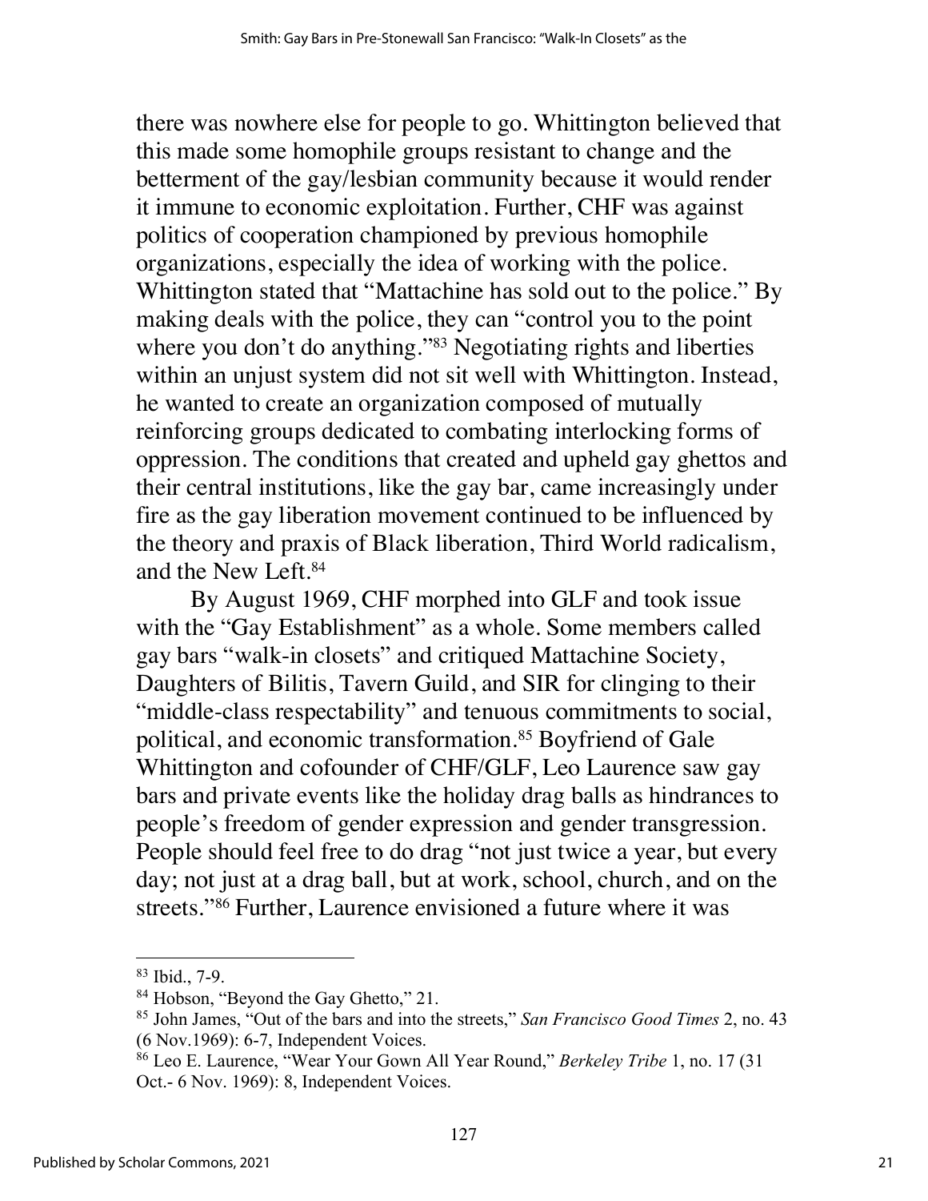there was nowhere else for people to go. Whittington believed that this made some homophile groups resistant to change and the betterment of the gay/lesbian community because it would render it immune to economic exploitation. Further, CHF was against politics of cooperation championed by previous homophile organizations, especially the idea of working with the police. Whittington stated that "Mattachine has sold out to the police." By making deals with the police, they can "control you to the point where you don't do anything."[83] Negotiating rights and liberties within an unjust system did not sit well with Whittington. Instead, he wanted to create an organization composed of mutually reinforcing groups dedicated to combating interlocking forms of oppression. The conditions that created and upheld gay ghettos and their central institutions, like the gay bar, came increasingly under fire as the gay liberation movement continued to be influenced by the theory and praxis of Black liberation, Third World radicalism, and the New Left.[84]

By August 1969, CHF morphed into GLF and took issue with the "Gay Establishment" as a whole. Some members called gay bars "walk-in closets" and critiqued Mattachine Society, Daughters of Bilitis, Tavern Guild, and SIR for clinging to their "middle-class respectability" and tenuous commitments to social, political, and economic transformation.[85] Boyfriend of Gale Whittington and cofounder of CHF/GLF, Leo Laurence saw gay bars and private events like the holiday drag balls as hindrances to people's freedom of gender expression and gender transgression. People should feel free to do drag "not just twice a year, but every day; not just at a drag ball, but at work, school, church, and on the streets."[86] Further, Laurence envisioned a future where it was

---

[83] Ibid., 7-9.

[84] Hobson, "Beyond the Gay Ghetto," 21.

[85] John James, "Out of the bars and into the streets," *San Francisco Good Times* 2, no. 43 (6 Nov.1969): 6-7, Independent Voices.

[86] Leo E. Laurence, "Wear Your Gown All Year Round," *Berkeley Tribe* 1, no. 17 (31 Oct.- 6 Nov. 1969): 8, Independent Voices.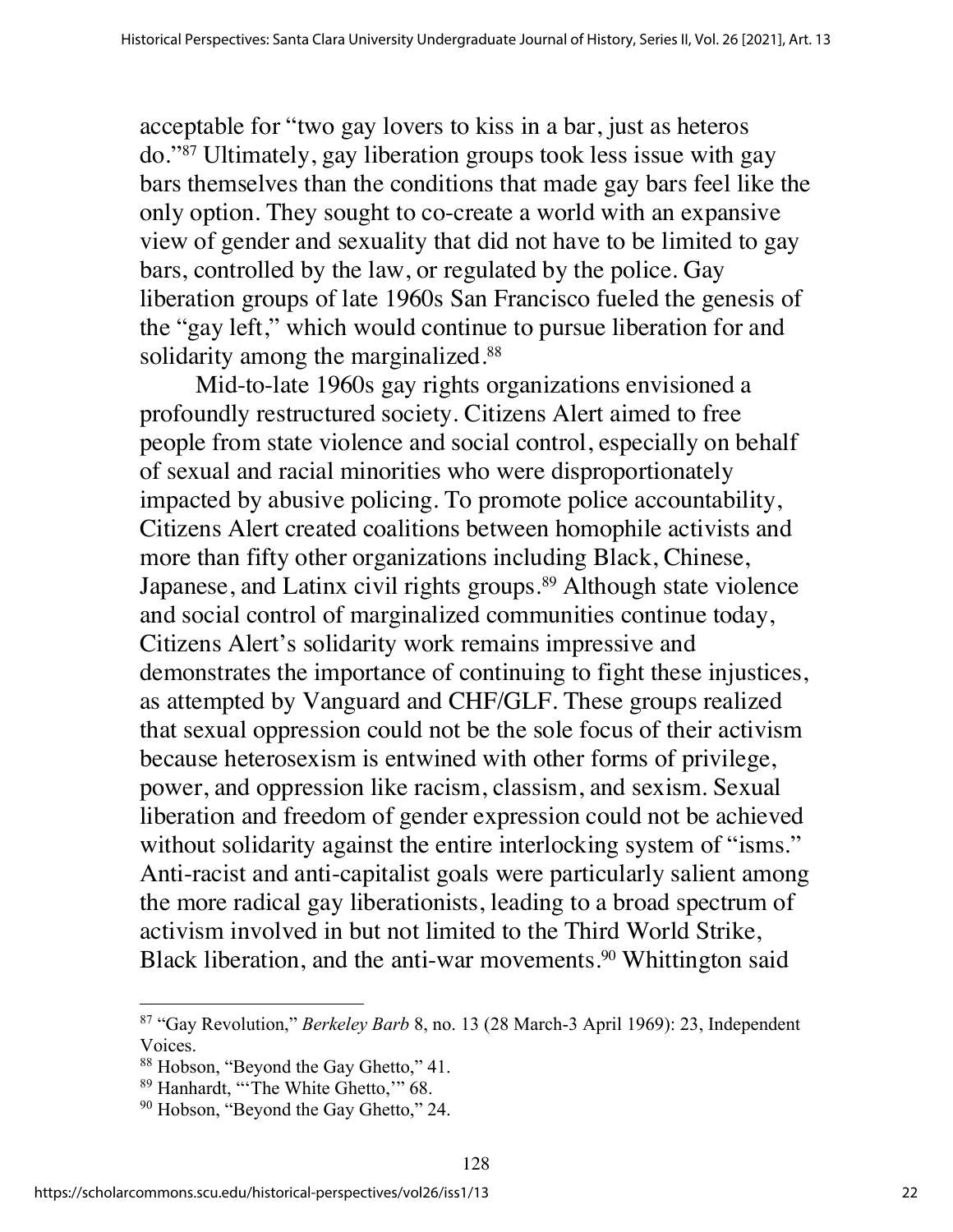acceptable for "two gay lovers to kiss in a bar, just as heteros do."[87] Ultimately, gay liberation groups took less issue with gay bars themselves than the conditions that made gay bars feel like the only option. They sought to co-create a world with an expansive view of gender and sexuality that did not have to be limited to gay bars, controlled by the law, or regulated by the police. Gay liberation groups of late 1960s San Francisco fueled the genesis of the "gay left," which would continue to pursue liberation for and solidarity among the marginalized.[88]

Mid-to-late 1960s gay rights organizations envisioned a profoundly restructured society. Citizens Alert aimed to free people from state violence and social control, especially on behalf of sexual and racial minorities who were disproportionately impacted by abusive policing. To promote police accountability, Citizens Alert created coalitions between homophile activists and more than fifty other organizations including Black, Chinese, Japanese, and Latinx civil rights groups.[89] Although state violence and social control of marginalized communities continue today, Citizens Alert's solidarity work remains impressive and demonstrates the importance of continuing to fight these injustices, as attempted by Vanguard and CHF/GLF. These groups realized that sexual oppression could not be the sole focus of their activism because heterosexism is entwined with other forms of privilege, power, and oppression like racism, classism, and sexism. Sexual liberation and freedom of gender expression could not be achieved without solidarity against the entire interlocking system of "isms." Anti-racist and anti-capitalist goals were particularly salient among the more radical gay liberationists, leading to a broad spectrum of activism involved in but not limited to the Third World Strike, Black liberation, and the anti-war movements.[90] Whittington said

---

[87] "Gay Revolution," *Berkeley Barb* 8, no. 13 (28 March-3 April 1969): 23, Independent Voices.

[88] Hobson, "Beyond the Gay Ghetto," 41.

[89] Hanhardt, "'The White Ghetto,'" 68.

[90] Hobson, "Beyond the Gay Ghetto," 24.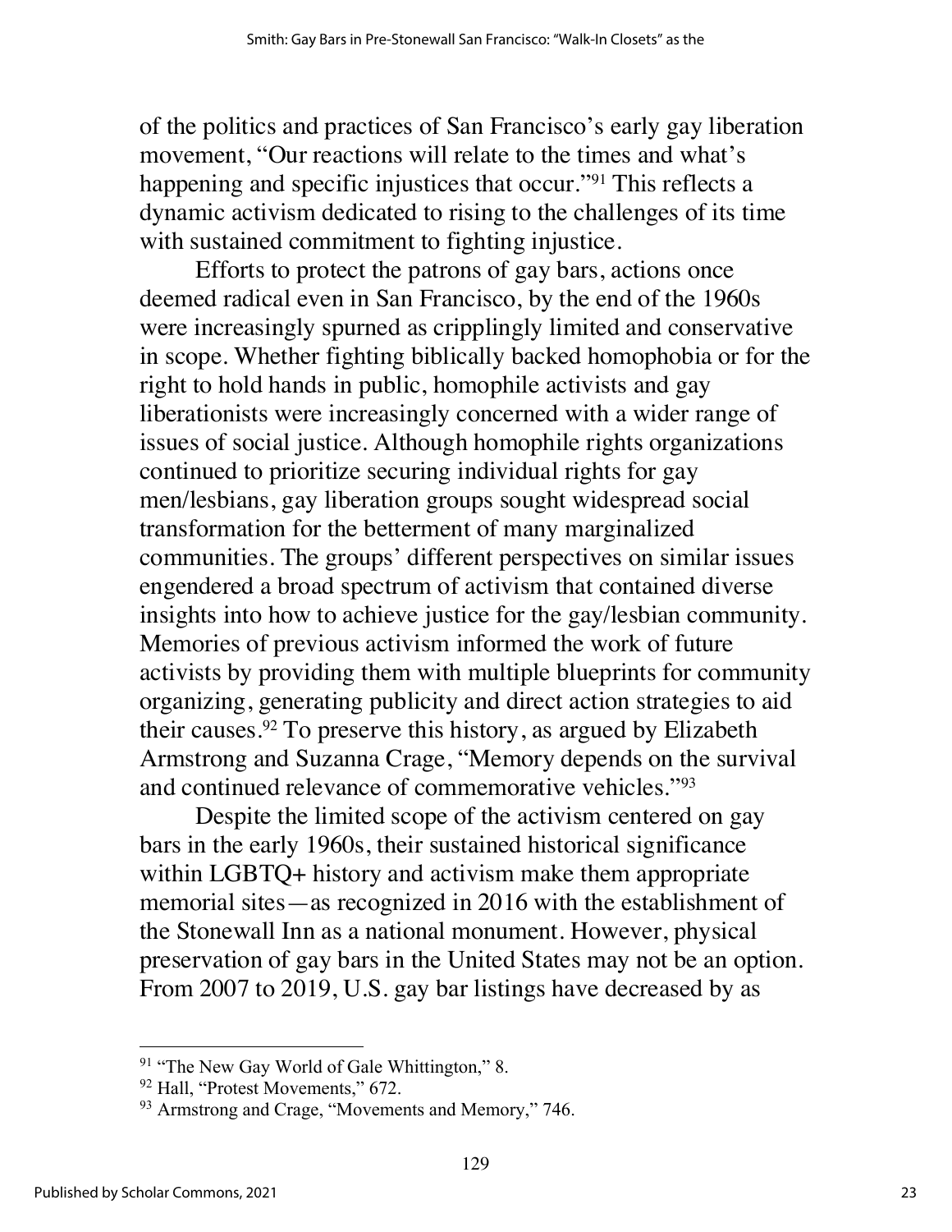of the politics and practices of San Francisco's early gay liberation movement, "Our reactions will relate to the times and what's happening and specific injustices that occur."[91] This reflects a dynamic activism dedicated to rising to the challenges of its time with sustained commitment to fighting injustice.

Efforts to protect the patrons of gay bars, actions once deemed radical even in San Francisco, by the end of the 1960s were increasingly spurned as cripplingly limited and conservative in scope. Whether fighting biblically backed homophobia or for the right to hold hands in public, homophile activists and gay liberationists were increasingly concerned with a wider range of issues of social justice. Although homophile rights organizations continued to prioritize securing individual rights for gay men/lesbians, gay liberation groups sought widespread social transformation for the betterment of many marginalized communities. The groups' different perspectives on similar issues engendered a broad spectrum of activism that contained diverse insights into how to achieve justice for the gay/lesbian community. Memories of previous activism informed the work of future activists by providing them with multiple blueprints for community organizing, generating publicity and direct action strategies to aid their causes.[92] To preserve this history, as argued by Elizabeth Armstrong and Suzanna Crage, "Memory depends on the survival and continued relevance of commemorative vehicles."[93]

Despite the limited scope of the activism centered on gay bars in the early 1960s, their sustained historical significance within LGBTQ+ history and activism make them appropriate memorial sites—as recognized in 2016 with the establishment of the Stonewall Inn as a national monument. However, physical preservation of gay bars in the United States may not be an option. From 2007 to 2019, U.S. gay bar listings have decreased by as

---

[91] "The New Gay World of Gale Whittington," 8.

[92] Hall, "Protest Movements," 672.

[93] Armstrong and Crage, "Movements and Memory," 746.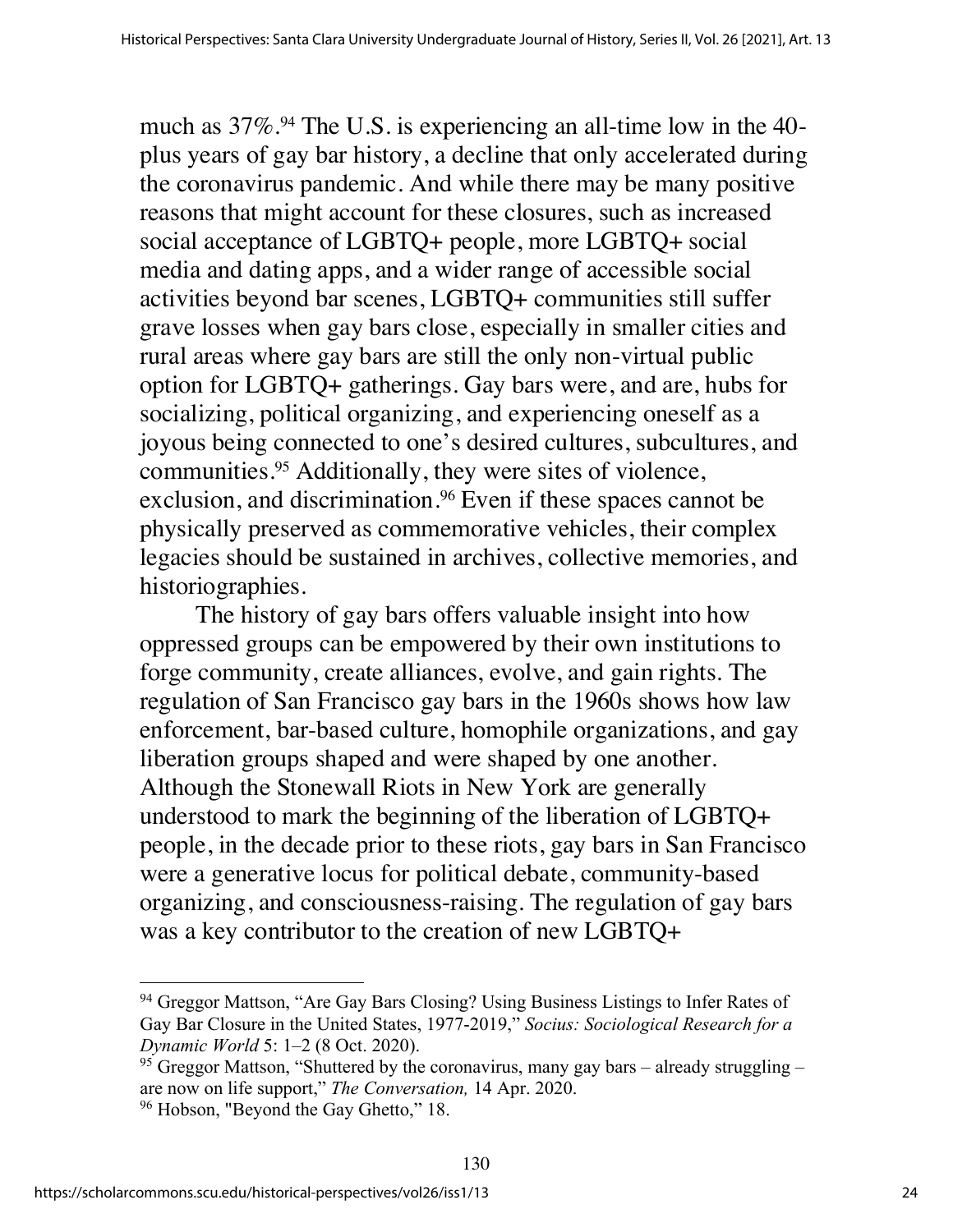much as 37%.[94] The U.S. is experiencing an all-time low in the 40-plus years of gay bar history, a decline that only accelerated during the coronavirus pandemic. And while there may be many positive reasons that might account for these closures, such as increased social acceptance of LGBTQ+ people, more LGBTQ+ social media and dating apps, and a wider range of accessible social activities beyond bar scenes, LGBTQ+ communities still suffer grave losses when gay bars close, especially in smaller cities and rural areas where gay bars are still the only non-virtual public option for LGBTQ+ gatherings. Gay bars were, and are, hubs for socializing, political organizing, and experiencing oneself as a joyous being connected to one's desired cultures, subcultures, and communities.[95] Additionally, they were sites of violence, exclusion, and discrimination.[96] Even if these spaces cannot be physically preserved as commemorative vehicles, their complex legacies should be sustained in archives, collective memories, and historiographies.

The history of gay bars offers valuable insight into how oppressed groups can be empowered by their own institutions to forge community, create alliances, evolve, and gain rights. The regulation of San Francisco gay bars in the 1960s shows how law enforcement, bar-based culture, homophile organizations, and gay liberation groups shaped and were shaped by one another. Although the Stonewall Riots in New York are generally understood to mark the beginning of the liberation of LGBTQ+ people, in the decade prior to these riots, gay bars in San Francisco were a generative locus for political debate, community-based organizing, and consciousness-raising. The regulation of gay bars was a key contributor to the creation of new LGBTQ+

---

[94] Greggor Mattson, "Are Gay Bars Closing? Using Business Listings to Infer Rates of Gay Bar Closure in the United States, 1977-2019," *Socius: Sociological Research for a Dynamic World* 5: 1–2 (8 Oct. 2020).

[95] Greggor Mattson, "Shuttered by the coronavirus, many gay bars – already struggling – are now on life support," *The Conversation,* 14 Apr. 2020.

[96] Hobson, "Beyond the Gay Ghetto," 18.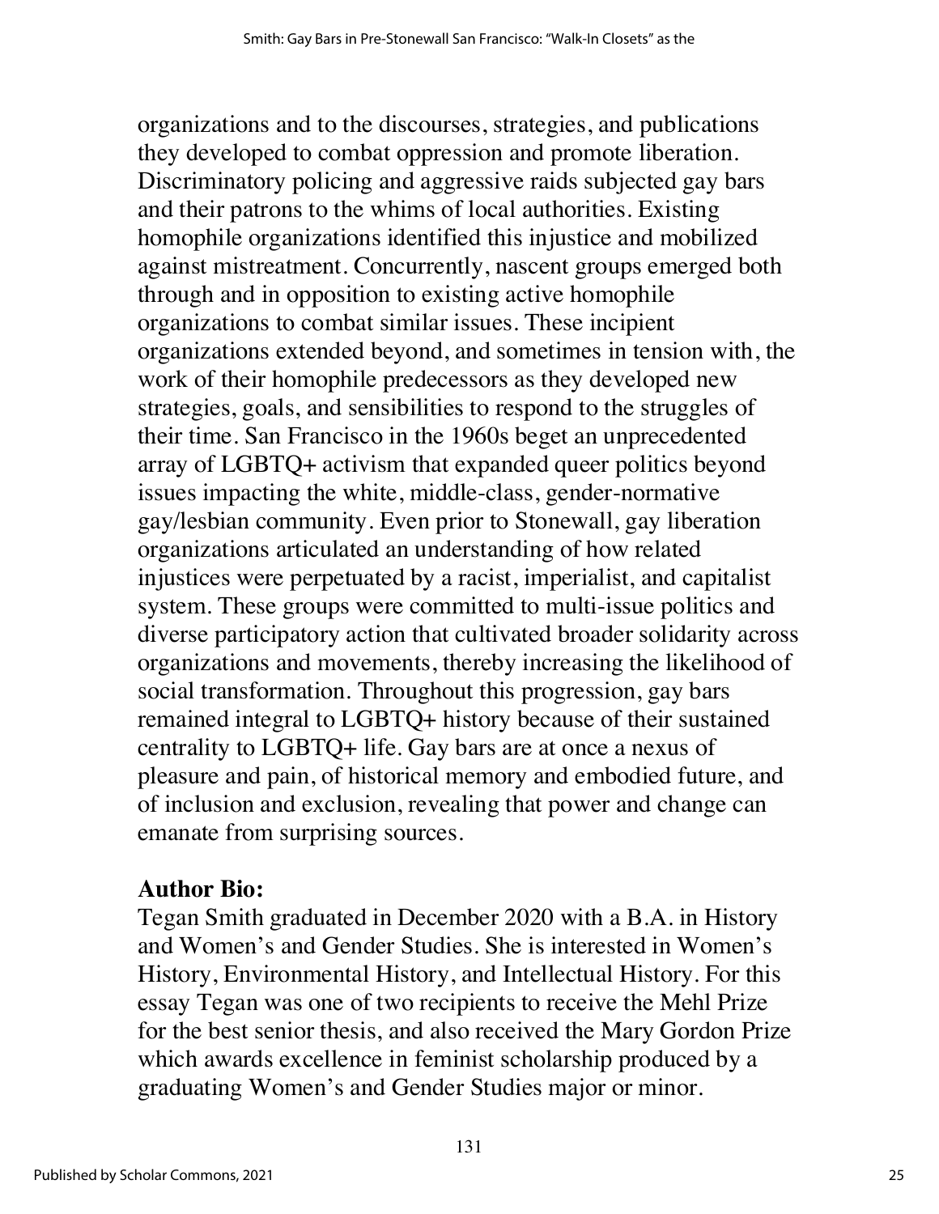organizations and to the discourses, strategies, and publications they developed to combat oppression and promote liberation. Discriminatory policing and aggressive raids subjected gay bars and their patrons to the whims of local authorities. Existing homophile organizations identified this injustice and mobilized against mistreatment. Concurrently, nascent groups emerged both through and in opposition to existing active homophile organizations to combat similar issues. These incipient organizations extended beyond, and sometimes in tension with, the work of their homophile predecessors as they developed new strategies, goals, and sensibilities to respond to the struggles of their time. San Francisco in the 1960s beget an unprecedented array of LGBTQ+ activism that expanded queer politics beyond issues impacting the white, middle-class, gender-normative gay/lesbian community. Even prior to Stonewall, gay liberation organizations articulated an understanding of how related injustices were perpetuated by a racist, imperialist, and capitalist system. These groups were committed to multi-issue politics and diverse participatory action that cultivated broader solidarity across organizations and movements, thereby increasing the likelihood of social transformation. Throughout this progression, gay bars remained integral to LGBTQ+ history because of their sustained centrality to LGBTQ+ life. Gay bars are at once a nexus of pleasure and pain, of historical memory and embodied future, and of inclusion and exclusion, revealing that power and change can emanate from surprising sources.

**Author Bio:**

Tegan Smith graduated in December 2020 with a B.A. in History and Women's and Gender Studies. She is interested in Women's History, Environmental History, and Intellectual History. For this essay Tegan was one of two recipients to receive the Mehl Prize for the best senior thesis, and also received the Mary Gordon Prize which awards excellence in feminist scholarship produced by a graduating Women's and Gender Studies major or minor.